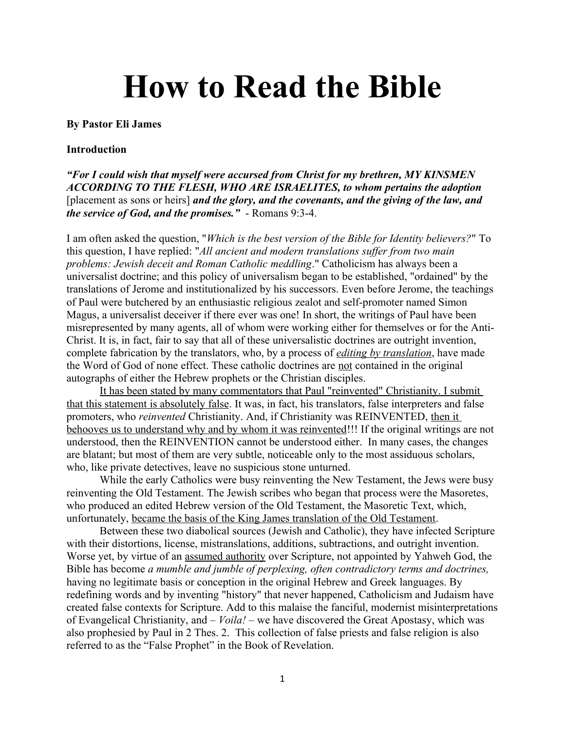# How to Read the Bible

**By Pastor Eli James**

**Introduction**

***"For I could wish that myself were accursed from Christ for my brethren, MY KINSMEN ACCORDING TO THE FLESH, WHO ARE ISRAELITES, to whom pertains the adoption*** [placement as sons or heirs] ***and the glory, and the covenants, and the giving of the law, and the service of God, and the promises."*** - Romans 9:3-4.

I am often asked the question, "*Which is the best version of the Bible for Identity believers?*" To this question, I have replied: "*All ancient and modern translations suffer from two main problems: Jewish deceit and Roman Catholic meddling*." Catholicism has always been a universalist doctrine; and this policy of universalism began to be established, "ordained" by the translations of Jerome and institutionalized by his successors. Even before Jerome, the teachings of Paul were butchered by an enthusiastic religious zealot and self-promoter named Simon Magus, a universalist deceiver if there ever was one! In short, the writings of Paul have been misrepresented by many agents, all of whom were working either for themselves or for the Anti-Christ. It is, in fact, fair to say that all of these universalistic doctrines are outright invention, complete fabrication by the translators, who, by a process of <u>*editing by translation*</u>, have made the Word of God of none effect. These catholic doctrines are <u>not</u> contained in the original autographs of either the Hebrew prophets or the Christian disciples.

<u>It has been stated by many commentators that Paul "reinvented" Christianity. I submit that this statement is absolutely false</u>. It was, in fact, his translators, false interpreters and false promoters, who *reinvented* Christianity. And, if Christianity was REINVENTED, <u>then it behooves us to understand why and by whom it was reinvented</u>!!! If the original writings are not understood, then the REINVENTION cannot be understood either. In many cases, the changes are blatant; but most of them are very subtle, noticeable only to the most assiduous scholars, who, like private detectives, leave no suspicious stone unturned.

While the early Catholics were busy reinventing the New Testament, the Jews were busy reinventing the Old Testament. The Jewish scribes who began that process were the Masoretes, who produced an edited Hebrew version of the Old Testament, the Masoretic Text, which, unfortunately, <u>became the basis of the King James translation of the Old Testament</u>.

Between these two diabolical sources (Jewish and Catholic), they have infected Scripture with their distortions, license, mistranslations, additions, subtractions, and outright invention. Worse yet, by virtue of an <u>assumed authority</u> over Scripture, not appointed by Yahweh God, the Bible has become *a mumble and jumble of perplexing, often contradictory terms and doctrines,* having no legitimate basis or conception in the original Hebrew and Greek languages. By redefining words and by inventing "history" that never happened, Catholicism and Judaism have created false contexts for Scripture. Add to this malaise the fanciful, modernist misinterpretations of Evangelical Christianity, and – *Voila!* – we have discovered the Great Apostasy, which was also prophesied by Paul in 2 Thes. 2. This collection of false priests and false religion is also referred to as the "False Prophet" in the Book of Revelation.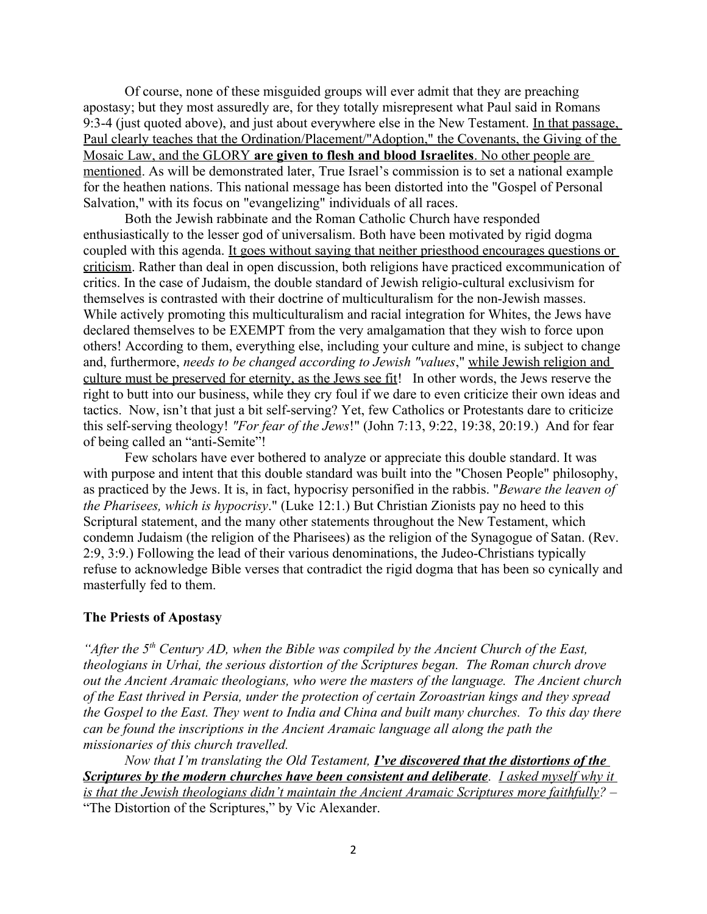Of course, none of these misguided groups will ever admit that they are preaching apostasy; but they most assuredly are, for they totally misrepresent what Paul said in Romans 9:3-4 (just quoted above), and just about everywhere else in the New Testament. In that passage, Paul clearly teaches that the Ordination/Placement/"Adoption," the Covenants, the Giving of the Mosaic Law, and the GLORY **are given to flesh and blood Israelites**. No other people are mentioned. As will be demonstrated later, True Israel's commission is to set a national example for the heathen nations. This national message has been distorted into the "Gospel of Personal Salvation," with its focus on "evangelizing" individuals of all races.

Both the Jewish rabbinate and the Roman Catholic Church have responded enthusiastically to the lesser god of universalism. Both have been motivated by rigid dogma coupled with this agenda. It goes without saying that neither priesthood encourages questions or criticism. Rather than deal in open discussion, both religions have practiced excommunication of critics. In the case of Judaism, the double standard of Jewish religio-cultural exclusivism for themselves is contrasted with their doctrine of multiculturalism for the non-Jewish masses. While actively promoting this multiculturalism and racial integration for Whites, the Jews have declared themselves to be EXEMPT from the very amalgamation that they wish to force upon others! According to them, everything else, including your culture and mine, is subject to change and, furthermore, *needs to be changed according to Jewish "values*," while Jewish religion and culture must be preserved for eternity, as the Jews see fit! In other words, the Jews reserve the right to butt into our business, while they cry foul if we dare to even criticize their own ideas and tactics. Now, isn't that just a bit self-serving? Yet, few Catholics or Protestants dare to criticize this self-serving theology! *"For fear of the Jews*!" (John 7:13, 9:22, 19:38, 20:19.) And for fear of being called an "anti-Semite"!

Few scholars have ever bothered to analyze or appreciate this double standard. It was with purpose and intent that this double standard was built into the "Chosen People" philosophy, as practiced by the Jews. It is, in fact, hypocrisy personified in the rabbis. "*Beware the leaven of the Pharisees, which is hypocrisy*." (Luke 12:1.) But Christian Zionists pay no heed to this Scriptural statement, and the many other statements throughout the New Testament, which condemn Judaism (the religion of the Pharisees) as the religion of the Synagogue of Satan. (Rev. 2:9, 3:9.) Following the lead of their various denominations, the Judeo-Christians typically refuse to acknowledge Bible verses that contradict the rigid dogma that has been so cynically and masterfully fed to them.

### The Priests of Apostasy

*"After the 5th Century AD, when the Bible was compiled by the Ancient Church of the East, theologians in Urhai, the serious distortion of the Scriptures began. The Roman church drove out the Ancient Aramaic theologians, who were the masters of the language. The Ancient church of the East thrived in Persia, under the protection of certain Zoroastrian kings and they spread the Gospel to the East. They went to India and China and built many churches. To this day there can be found the inscriptions in the Ancient Aramaic language all along the path the missionaries of this church travelled.*

*Now that I'm translating the Old Testament,* ***I've discovered that the distortions of the Scriptures by the modern churches have been consistent and deliberate****. I asked myself why it is that the Jewish theologians didn't maintain the Ancient Aramaic Scriptures more faithfully?* – "The Distortion of the Scriptures," by Vic Alexander.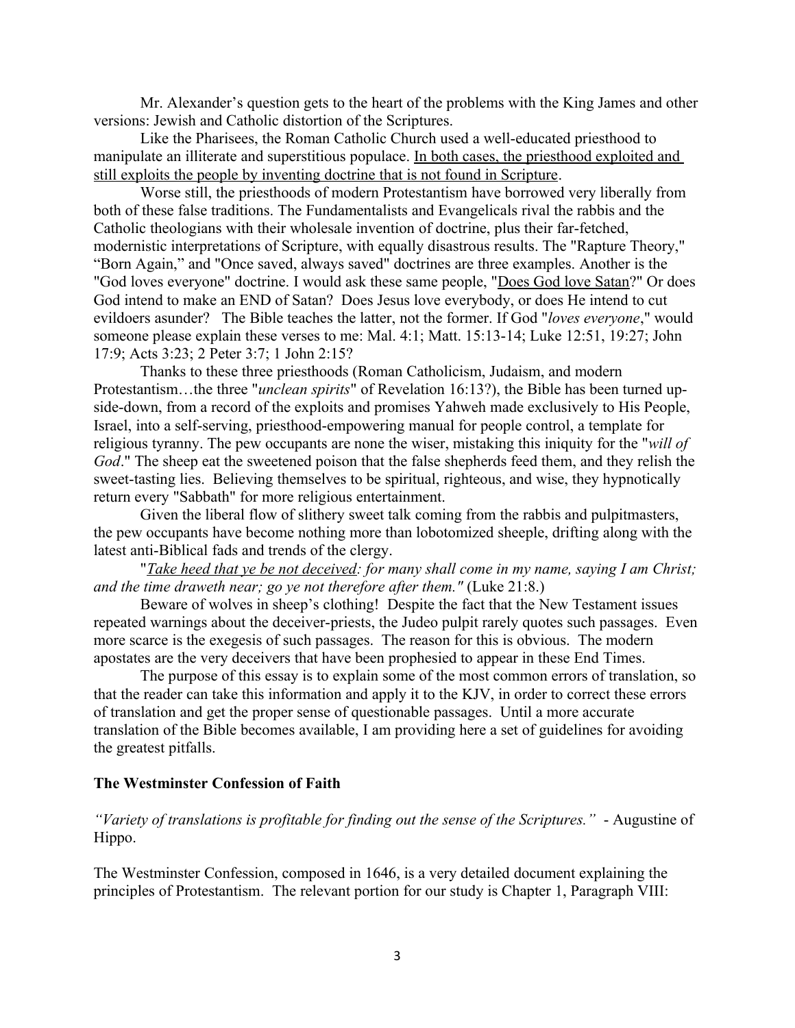Mr. Alexander's question gets to the heart of the problems with the King James and other versions: Jewish and Catholic distortion of the Scriptures.

Like the Pharisees, the Roman Catholic Church used a well-educated priesthood to manipulate an illiterate and superstitious populace. <u>In both cases, the priesthood exploited and still exploits the people by inventing doctrine that is not found in Scripture</u>.

Worse still, the priesthoods of modern Protestantism have borrowed very liberally from both of these false traditions. The Fundamentalists and Evangelicals rival the rabbis and the Catholic theologians with their wholesale invention of doctrine, plus their far-fetched, modernistic interpretations of Scripture, with equally disastrous results. The "Rapture Theory," "Born Again," and "Once saved, always saved" doctrines are three examples. Another is the "God loves everyone" doctrine. I would ask these same people, "<u>Does God love Satan</u>?" Or does God intend to make an END of Satan? Does Jesus love everybody, or does He intend to cut evildoers asunder? The Bible teaches the latter, not the former. If God "*loves everyone*," would someone please explain these verses to me: Mal. 4:1; Matt. 15:13-14; Luke 12:51, 19:27; John 17:9; Acts 3:23; 2 Peter 3:7; 1 John 2:15?

Thanks to these three priesthoods (Roman Catholicism, Judaism, and modern Protestantism…the three "*unclean spirits*" of Revelation 16:13?), the Bible has been turned up-side-down, from a record of the exploits and promises Yahweh made exclusively to His People, Israel, into a self-serving, priesthood-empowering manual for people control, a template for religious tyranny. The pew occupants are none the wiser, mistaking this iniquity for the "*will of God*." The sheep eat the sweetened poison that the false shepherds feed them, and they relish the sweet-tasting lies. Believing themselves to be spiritual, righteous, and wise, they hypnotically return every "Sabbath" for more religious entertainment.

Given the liberal flow of slithery sweet talk coming from the rabbis and pulpitmasters, the pew occupants have become nothing more than lobotomized sheeple, drifting along with the latest anti-Biblical fads and trends of the clergy.

"*<u>Take heed that ye be not deceived</u>: for many shall come in my name, saying I am Christ; and the time draweth near; go ye not therefore after them."* (Luke 21:8.)

Beware of wolves in sheep's clothing! Despite the fact that the New Testament issues repeated warnings about the deceiver-priests, the Judeo pulpit rarely quotes such passages. Even more scarce is the exegesis of such passages. The reason for this is obvious. The modern apostates are the very deceivers that have been prophesied to appear in these End Times.

The purpose of this essay is to explain some of the most common errors of translation, so that the reader can take this information and apply it to the KJV, in order to correct these errors of translation and get the proper sense of questionable passages. Until a more accurate translation of the Bible becomes available, I am providing here a set of guidelines for avoiding the greatest pitfalls.

**The Westminster Confession of Faith**

*"Variety of translations is profitable for finding out the sense of the Scriptures."* - Augustine of Hippo.

The Westminster Confession, composed in 1646, is a very detailed document explaining the principles of Protestantism. The relevant portion for our study is Chapter 1, Paragraph VIII: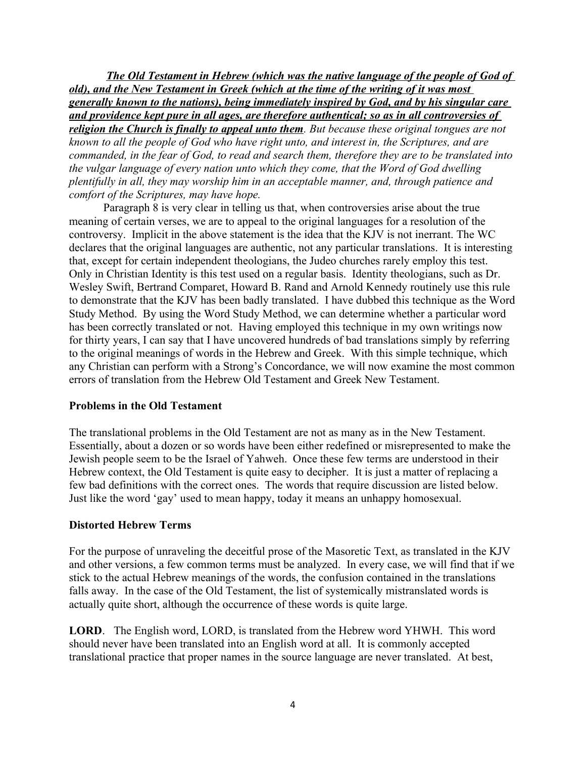***<u>The Old Testament in Hebrew (which was the native language of the people of God of old), and the New Testament in Greek (which at the time of the writing of it was most generally known to the nations), being immediately inspired by God, and by his singular care and providence kept pure in all ages, are therefore authentical; so as in all controversies of religion the Church is finally to appeal unto them</u>***. *But because these original tongues are not known to all the people of God who have right unto, and interest in, the Scriptures, and are commanded, in the fear of God, to read and search them, therefore they are to be translated into the vulgar language of every nation unto which they come, that the Word of God dwelling plentifully in all, they may worship him in an acceptable manner, and, through patience and comfort of the Scriptures, may have hope.*

Paragraph 8 is very clear in telling us that, when controversies arise about the true meaning of certain verses, we are to appeal to the original languages for a resolution of the controversy. Implicit in the above statement is the idea that the KJV is not inerrant. The WC declares that the original languages are authentic, not any particular translations. It is interesting that, except for certain independent theologians, the Judeo churches rarely employ this test. Only in Christian Identity is this test used on a regular basis. Identity theologians, such as Dr. Wesley Swift, Bertrand Comparet, Howard B. Rand and Arnold Kennedy routinely use this rule to demonstrate that the KJV has been badly translated. I have dubbed this technique as the Word Study Method. By using the Word Study Method, we can determine whether a particular word has been correctly translated or not. Having employed this technique in my own writings now for thirty years, I can say that I have uncovered hundreds of bad translations simply by referring to the original meanings of words in the Hebrew and Greek. With this simple technique, which any Christian can perform with a Strong's Concordance, we will now examine the most common errors of translation from the Hebrew Old Testament and Greek New Testament.

**Problems in the Old Testament**

The translational problems in the Old Testament are not as many as in the New Testament. Essentially, about a dozen or so words have been either redefined or misrepresented to make the Jewish people seem to be the Israel of Yahweh. Once these few terms are understood in their Hebrew context, the Old Testament is quite easy to decipher. It is just a matter of replacing a few bad definitions with the correct ones. The words that require discussion are listed below. Just like the word 'gay' used to mean happy, today it means an unhappy homosexual.

**Distorted Hebrew Terms**

For the purpose of unraveling the deceitful prose of the Masoretic Text, as translated in the KJV and other versions, a few common terms must be analyzed. In every case, we will find that if we stick to the actual Hebrew meanings of the words, the confusion contained in the translations falls away. In the case of the Old Testament, the list of systemically mistranslated words is actually quite short, although the occurrence of these words is quite large.

**LORD**. The English word, LORD, is translated from the Hebrew word YHWH. This word should never have been translated into an English word at all. It is commonly accepted translational practice that proper names in the source language are never translated. At best,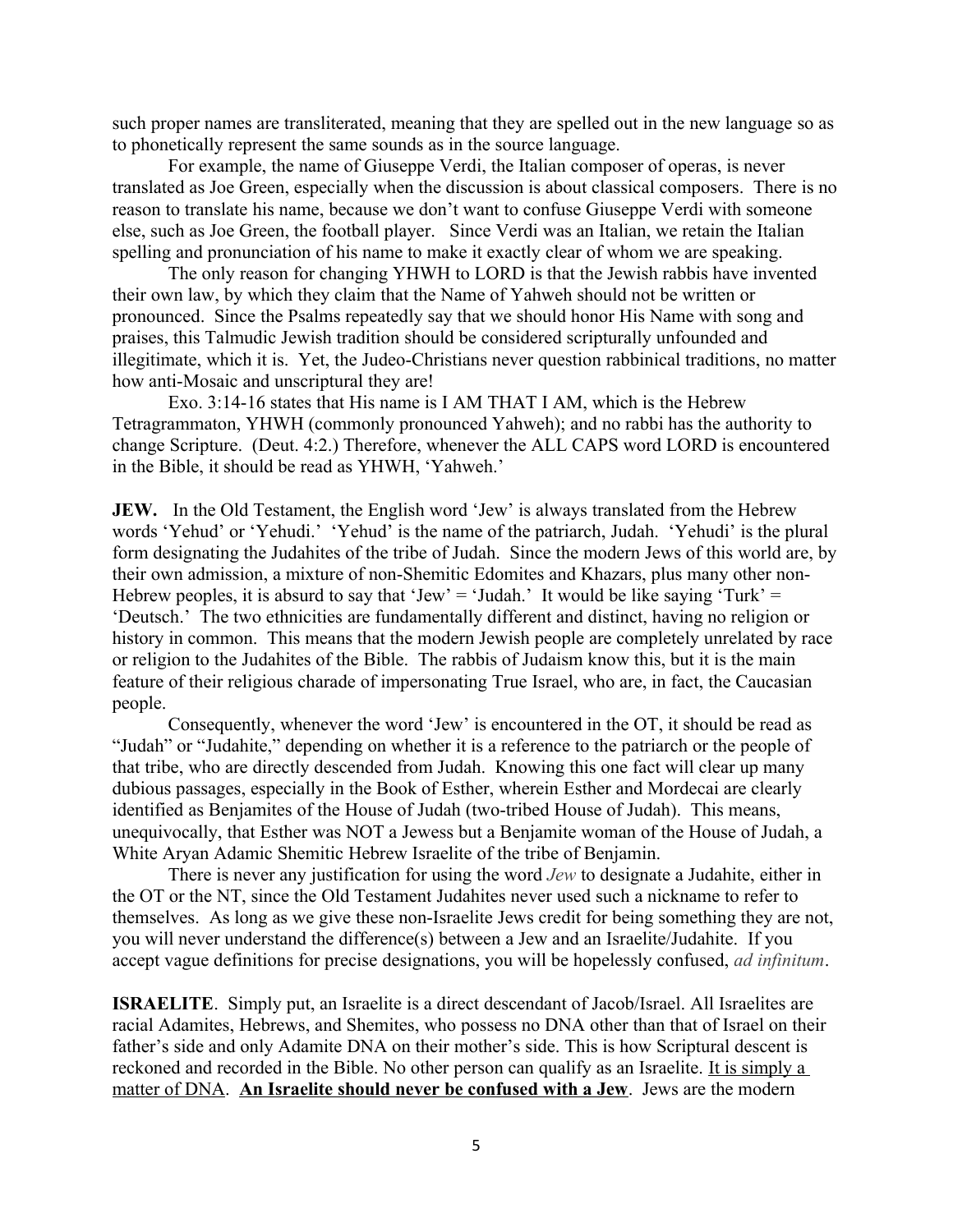such proper names are transliterated, meaning that they are spelled out in the new language so as to phonetically represent the same sounds as in the source language.

For example, the name of Giuseppe Verdi, the Italian composer of operas, is never translated as Joe Green, especially when the discussion is about classical composers. There is no reason to translate his name, because we don't want to confuse Giuseppe Verdi with someone else, such as Joe Green, the football player. Since Verdi was an Italian, we retain the Italian spelling and pronunciation of his name to make it exactly clear of whom we are speaking.

The only reason for changing YHWH to LORD is that the Jewish rabbis have invented their own law, by which they claim that the Name of Yahweh should not be written or pronounced. Since the Psalms repeatedly say that we should honor His Name with song and praises, this Talmudic Jewish tradition should be considered scripturally unfounded and illegitimate, which it is. Yet, the Judeo-Christians never question rabbinical traditions, no matter how anti-Mosaic and unscriptural they are!

Exo. 3:14-16 states that His name is I AM THAT I AM, which is the Hebrew Tetragrammaton, YHWH (commonly pronounced Yahweh); and no rabbi has the authority to change Scripture. (Deut. 4:2.) Therefore, whenever the ALL CAPS word LORD is encountered in the Bible, it should be read as YHWH, 'Yahweh.'

**JEW.** In the Old Testament, the English word 'Jew' is always translated from the Hebrew words 'Yehud' or 'Yehudi.' 'Yehud' is the name of the patriarch, Judah. 'Yehudi' is the plural form designating the Judahites of the tribe of Judah. Since the modern Jews of this world are, by their own admission, a mixture of non-Shemitic Edomites and Khazars, plus many other non-Hebrew peoples, it is absurd to say that 'Jew' = 'Judah.' It would be like saying 'Turk' = 'Deutsch.' The two ethnicities are fundamentally different and distinct, having no religion or history in common. This means that the modern Jewish people are completely unrelated by race or religion to the Judahites of the Bible. The rabbis of Judaism know this, but it is the main feature of their religious charade of impersonating True Israel, who are, in fact, the Caucasian people.

Consequently, whenever the word 'Jew' is encountered in the OT, it should be read as "Judah" or "Judahite," depending on whether it is a reference to the patriarch or the people of that tribe, who are directly descended from Judah. Knowing this one fact will clear up many dubious passages, especially in the Book of Esther, wherein Esther and Mordecai are clearly identified as Benjamites of the House of Judah (two-tribed House of Judah). This means, unequivocally, that Esther was NOT a Jewess but a Benjamite woman of the House of Judah, a White Aryan Adamic Shemitic Hebrew Israelite of the tribe of Benjamin.

There is never any justification for using the word *Jew* to designate a Judahite, either in the OT or the NT, since the Old Testament Judahites never used such a nickname to refer to themselves. As long as we give these non-Israelite Jews credit for being something they are not, you will never understand the difference(s) between a Jew and an Israelite/Judahite. If you accept vague definitions for precise designations, you will be hopelessly confused, *ad infinitum*.

**ISRAELITE**. Simply put, an Israelite is a direct descendant of Jacob/Israel. All Israelites are racial Adamites, Hebrews, and Shemites, who possess no DNA other than that of Israel on their father's side and only Adamite DNA on their mother's side. This is how Scriptural descent is reckoned and recorded in the Bible. No other person can qualify as an Israelite. It is simply a matter of DNA. **An Israelite should never be confused with a Jew**. Jews are the modern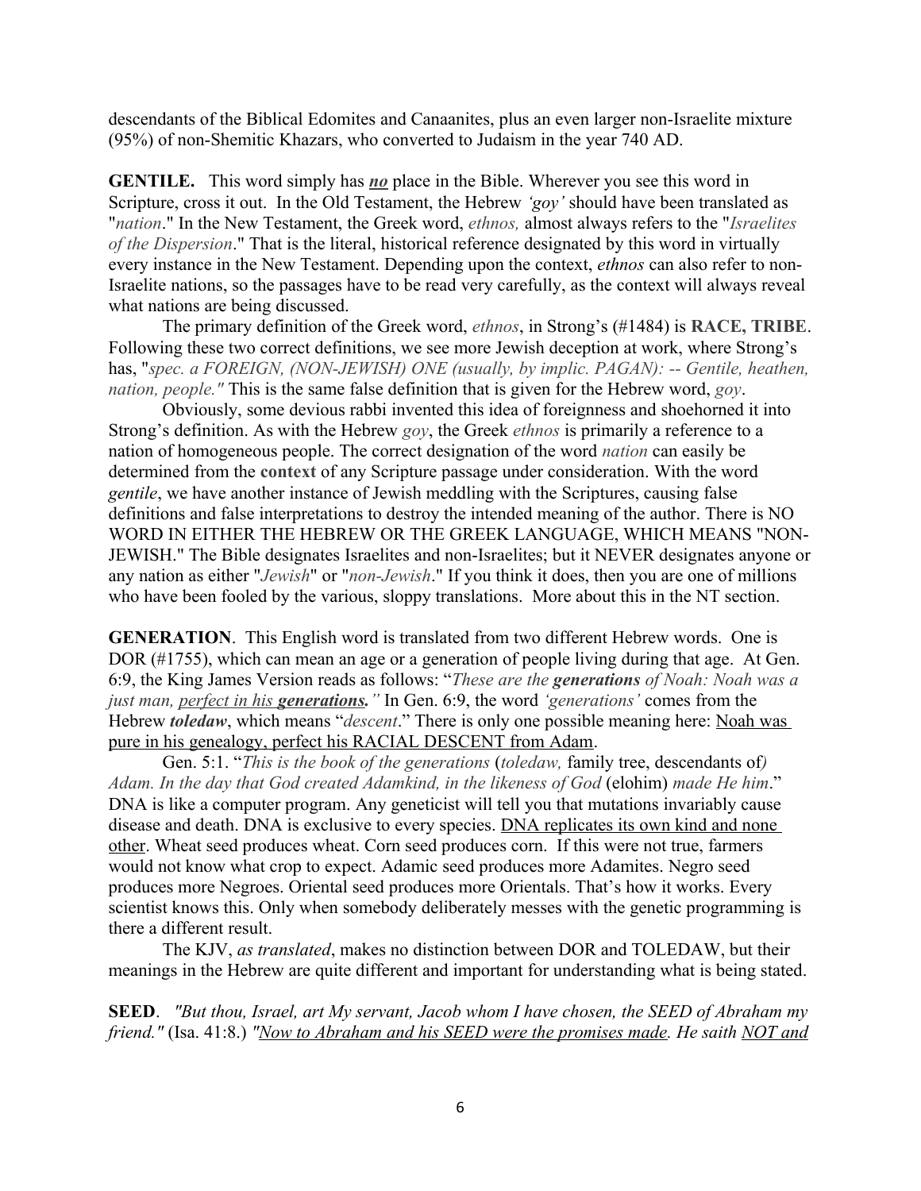descendants of the Biblical Edomites and Canaanites, plus an even larger non-Israelite mixture (95%) of non-Shemitic Khazars, who converted to Judaism in the year 740 AD.

**GENTILE.** This word simply has ***no*** place in the Bible. Wherever you see this word in Scripture, cross it out. In the Old Testament, the Hebrew *'goy'* should have been translated as "*nation*." In the New Testament, the Greek word, *ethnos,* almost always refers to the "*Israelites of the Dispersion*." That is the literal, historical reference designated by this word in virtually every instance in the New Testament. Depending upon the context, *ethnos* can also refer to non-Israelite nations, so the passages have to be read very carefully, as the context will always reveal what nations are being discussed.

The primary definition of the Greek word, *ethnos*, in Strong's (#1484) is **RACE, TRIBE**. Following these two correct definitions, we see more Jewish deception at work, where Strong's has, "*spec. a FOREIGN, (NON-JEWISH) ONE (usually, by implic. PAGAN): -- Gentile, heathen, nation, people."* This is the same false definition that is given for the Hebrew word, *goy*.

Obviously, some devious rabbi invented this idea of foreignness and shoehorned it into Strong's definition. As with the Hebrew *goy*, the Greek *ethnos* is primarily a reference to a nation of homogeneous people. The correct designation of the word *nation* can easily be determined from the **context** of any Scripture passage under consideration. With the word *gentile*, we have another instance of Jewish meddling with the Scriptures, causing false definitions and false interpretations to destroy the intended meaning of the author. There is NO WORD IN EITHER THE HEBREW OR THE GREEK LANGUAGE, WHICH MEANS "NON-JEWISH." The Bible designates Israelites and non-Israelites; but it NEVER designates anyone or any nation as either "*Jewish*" or "*non-Jewish*." If you think it does, then you are one of millions who have been fooled by the various, sloppy translations. More about this in the NT section.

**GENERATION**. This English word is translated from two different Hebrew words. One is DOR (#1755), which can mean an age or a generation of people living during that age. At Gen. 6:9, the King James Version reads as follows: "*These are the **generations** of Noah: Noah was a just man, perfect in his **generations**."* In Gen. 6:9, the word *'generations'* comes from the Hebrew ***toledaw***, which means "*descent*." There is only one possible meaning here: Noah was pure in his genealogy, perfect his RACIAL DESCENT from Adam.

Gen. 5:1. "*This is the book of the generations* (*toledaw,* family tree, descendants of*) Adam. In the day that God created Adamkind, in the likeness of God* (elohim) *made He him*." DNA is like a computer program. Any geneticist will tell you that mutations invariably cause disease and death. DNA is exclusive to every species. DNA replicates its own kind and none other. Wheat seed produces wheat. Corn seed produces corn. If this were not true, farmers would not know what crop to expect. Adamic seed produces more Adamites. Negro seed produces more Negroes. Oriental seed produces more Orientals. That's how it works. Every scientist knows this. Only when somebody deliberately messes with the genetic programming is there a different result.

The KJV, *as translated*, makes no distinction between DOR and TOLEDAW, but their meanings in the Hebrew are quite different and important for understanding what is being stated.

**SEED**. *"But thou, Israel, art My servant, Jacob whom I have chosen, the SEED of Abraham my friend."* (Isa. 41:8.) *"Now to Abraham and his SEED were the promises made. He saith NOT and*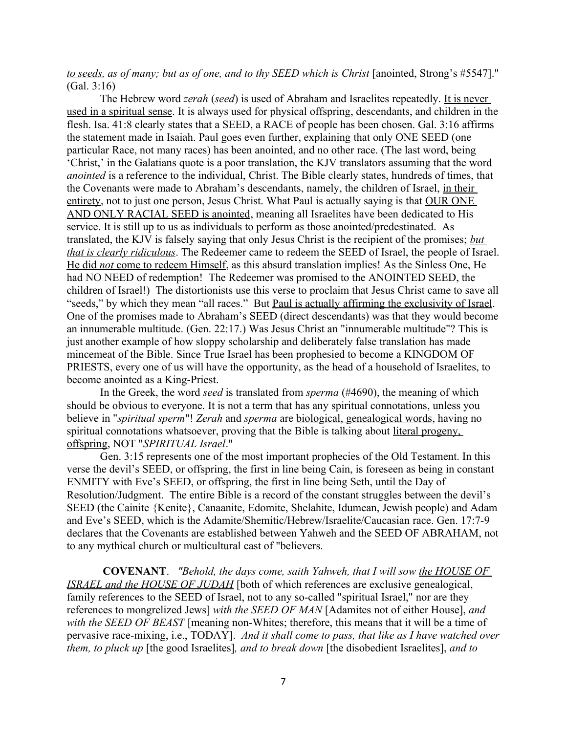*to seeds, as of many; but as of one, and to thy SEED which is Christ* [anointed, Strong's #5547]." (Gal. 3:16)

The Hebrew word *zerah* (*seed*) is used of Abraham and Israelites repeatedly. It is never used in a spiritual sense. It is always used for physical offspring, descendants, and children in the flesh. Isa. 41:8 clearly states that a SEED, a RACE of people has been chosen. Gal. 3:16 affirms the statement made in Isaiah. Paul goes even further, explaining that only ONE SEED (one particular Race, not many races) has been anointed, and no other race. (The last word, being 'Christ,' in the Galatians quote is a poor translation, the KJV translators assuming that the word *anointed* is a reference to the individual, Christ. The Bible clearly states, hundreds of times, that the Covenants were made to Abraham's descendants, namely, the children of Israel, in their entirety, not to just one person, Jesus Christ. What Paul is actually saying is that OUR ONE AND ONLY RACIAL SEED is anointed, meaning all Israelites have been dedicated to His service. It is still up to us as individuals to perform as those anointed/predestinated. As translated, the KJV is falsely saying that only Jesus Christ is the recipient of the promises; *but that is clearly ridiculous*. The Redeemer came to redeem the SEED of Israel, the people of Israel. He did *not* come to redeem Himself, as this absurd translation implies! As the Sinless One, He had NO NEED of redemption! The Redeemer was promised to the ANOINTED SEED, the children of Israel!) The distortionists use this verse to proclaim that Jesus Christ came to save all "seeds," by which they mean "all races." But Paul is actually affirming the exclusivity of Israel. One of the promises made to Abraham's SEED (direct descendants) was that they would become an innumerable multitude. (Gen. 22:17.) Was Jesus Christ an "innumerable multitude"? This is just another example of how sloppy scholarship and deliberately false translation has made mincemeat of the Bible. Since True Israel has been prophesied to become a KINGDOM OF PRIESTS, every one of us will have the opportunity, as the head of a household of Israelites, to become anointed as a King-Priest.

In the Greek, the word *seed* is translated from *sperma* (#4690), the meaning of which should be obvious to everyone. It is not a term that has any spiritual connotations, unless you believe in "*spiritual sperm*"! *Zerah* and *sperma* are biological, genealogical words, having no spiritual connotations whatsoever, proving that the Bible is talking about literal progeny, offspring, NOT "*SPIRITUAL Israel*."

Gen. 3:15 represents one of the most important prophecies of the Old Testament. In this verse the devil's SEED, or offspring, the first in line being Cain, is foreseen as being in constant ENMITY with Eve's SEED, or offspring, the first in line being Seth, until the Day of Resolution/Judgment. The entire Bible is a record of the constant struggles between the devil's SEED (the Cainite {Kenite}, Canaanite, Edomite, Shelahite, Idumean, Jewish people) and Adam and Eve's SEED, which is the Adamite/Shemitic/Hebrew/Israelite/Caucasian race. Gen. 17:7-9 declares that the Covenants are established between Yahweh and the SEED OF ABRAHAM, not to any mythical church or multicultural cast of "believers.

**COVENANT**. *"Behold, the days come, saith Yahweh, that I will sow the HOUSE OF ISRAEL and the HOUSE OF JUDAH* [both of which references are exclusive genealogical, family references to the SEED of Israel, not to any so-called "spiritual Israel," nor are they references to mongrelized Jews] *with the SEED OF MAN* [Adamites not of either House], *and with the SEED OF BEAST* [meaning non-Whites; therefore, this means that it will be a time of pervasive race-mixing, i.e., TODAY]. *And it shall come to pass, that like as I have watched over them, to pluck up* [the good Israelites]*, and to break down* [the disobedient Israelites], *and to*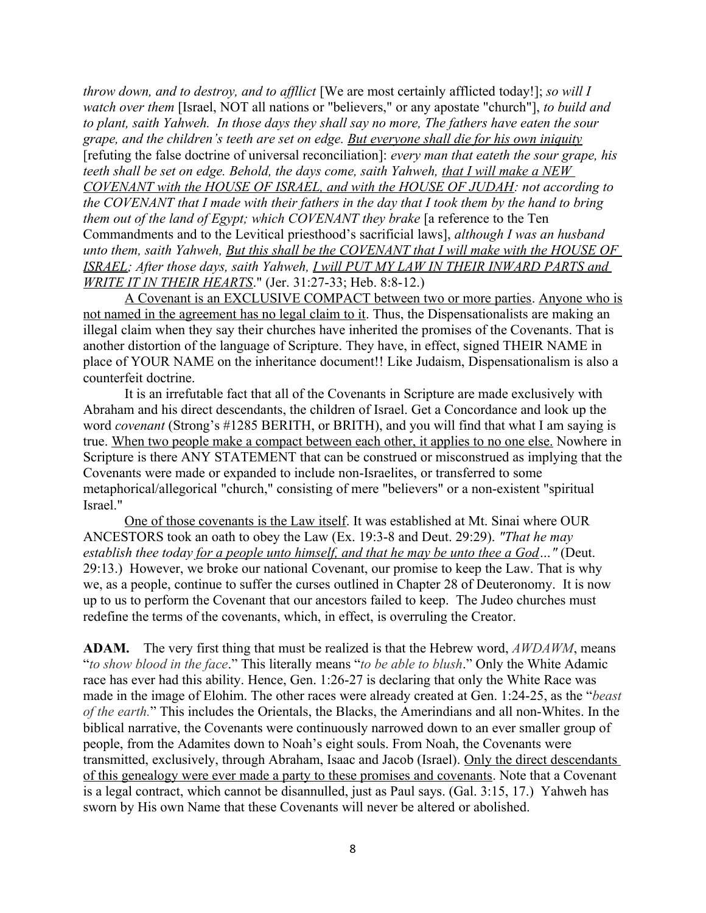*throw down, and to destroy, and to affllict* [We are most certainly afflicted today!]; *so will I watch over them* [Israel, NOT all nations or "believers," or any apostate "church"], *to build and to plant, saith Yahweh. In those days they shall say no more, The fathers have eaten the sour grape, and the children's teeth are set on edge. But everyone shall die for his own iniquity* [refuting the false doctrine of universal reconciliation]: *every man that eateth the sour grape, his teeth shall be set on edge. Behold, the days come, saith Yahweh, that I will make a NEW COVENANT with the HOUSE OF ISRAEL, and with the HOUSE OF JUDAH: not according to the COVENANT that I made with their fathers in the day that I took them by the hand to bring them out of the land of Egypt; which COVENANT they brake* [a reference to the Ten Commandments and to the Levitical priesthood's sacrificial laws], *although I was an husband unto them, saith Yahweh, But this shall be the COVENANT that I will make with the HOUSE OF ISRAEL; After those days, saith Yahweh, I will PUT MY LAW IN THEIR INWARD PARTS and WRITE IT IN THEIR HEARTS*." (Jer. 31:27-33; Heb. 8:8-12.)

A Covenant is an EXCLUSIVE COMPACT between two or more parties. Anyone who is not named in the agreement has no legal claim to it. Thus, the Dispensationalists are making an illegal claim when they say their churches have inherited the promises of the Covenants. That is another distortion of the language of Scripture. They have, in effect, signed THEIR NAME in place of YOUR NAME on the inheritance document!! Like Judaism, Dispensationalism is also a counterfeit doctrine.

It is an irrefutable fact that all of the Covenants in Scripture are made exclusively with Abraham and his direct descendants, the children of Israel. Get a Concordance and look up the word *covenant* (Strong's #1285 BERITH, or BRITH), and you will find that what I am saying is true. When two people make a compact between each other, it applies to no one else. Nowhere in Scripture is there ANY STATEMENT that can be construed or misconstrued as implying that the Covenants were made or expanded to include non-Israelites, or transferred to some metaphorical/allegorical "church," consisting of mere "believers" or a non-existent "spiritual Israel."

One of those covenants is the Law itself. It was established at Mt. Sinai where OUR ANCESTORS took an oath to obey the Law (Ex. 19:3-8 and Deut. 29:29). *"That he may establish thee today for a people unto himself, and that he may be unto thee a God…"* (Deut. 29:13.) However, we broke our national Covenant, our promise to keep the Law. That is why we, as a people, continue to suffer the curses outlined in Chapter 28 of Deuteronomy. It is now up to us to perform the Covenant that our ancestors failed to keep. The Judeo churches must redefine the terms of the covenants, which, in effect, is overruling the Creator.

**ADAM.** The very first thing that must be realized is that the Hebrew word, *AWDAWM*, means "*to show blood in the face*." This literally means "*to be able to blush*." Only the White Adamic race has ever had this ability. Hence, Gen. 1:26-27 is declaring that only the White Race was made in the image of Elohim. The other races were already created at Gen. 1:24-25, as the "*beast of the earth.*" This includes the Orientals, the Blacks, the Amerindians and all non-Whites. In the biblical narrative, the Covenants were continuously narrowed down to an ever smaller group of people, from the Adamites down to Noah's eight souls. From Noah, the Covenants were transmitted, exclusively, through Abraham, Isaac and Jacob (Israel). Only the direct descendants of this genealogy were ever made a party to these promises and covenants. Note that a Covenant is a legal contract, which cannot be disannulled, just as Paul says. (Gal. 3:15, 17.) Yahweh has sworn by His own Name that these Covenants will never be altered or abolished.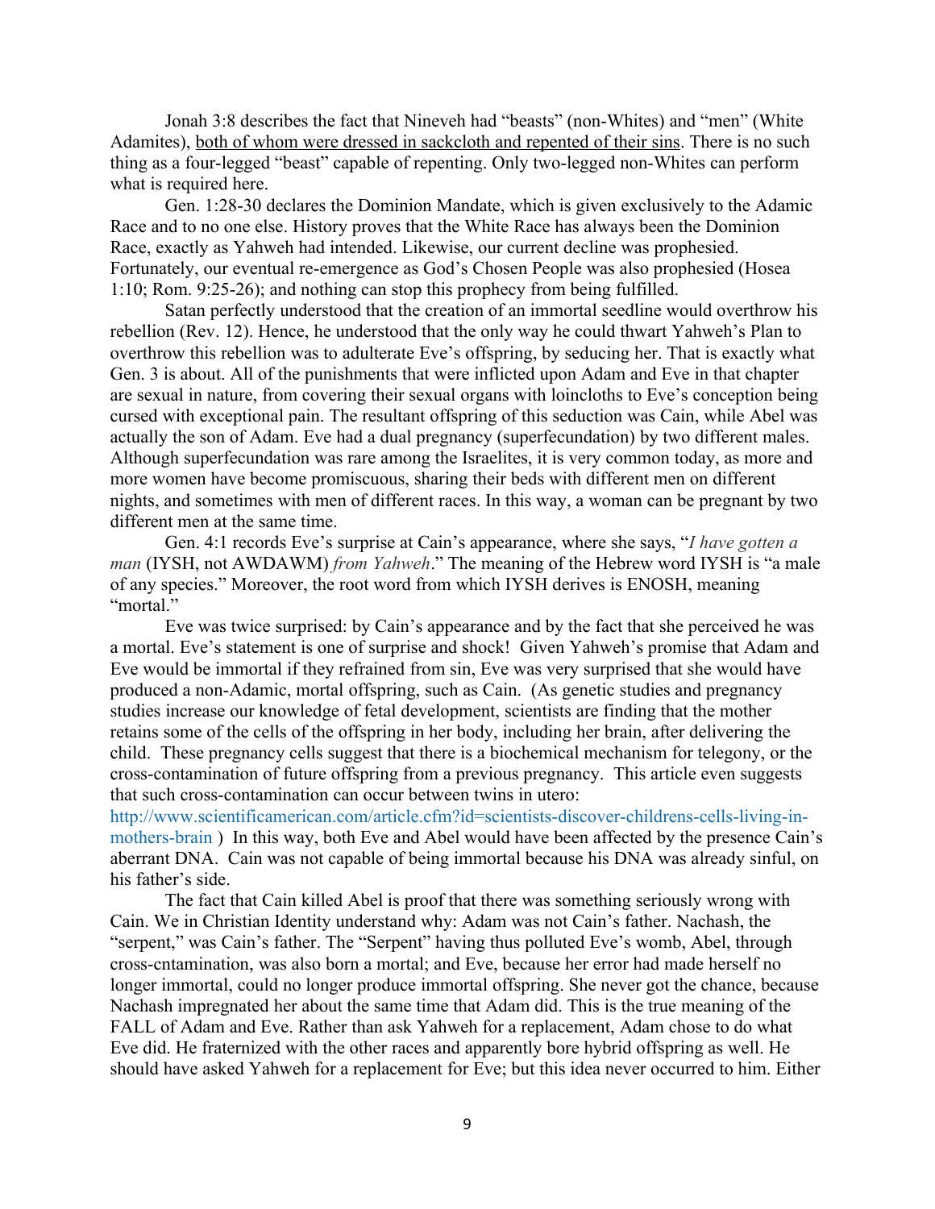Jonah 3:8 describes the fact that Nineveh had "beasts" (non-Whites) and "men" (White Adamites), both of whom were dressed in sackcloth and repented of their sins. There is no such thing as a four-legged "beast" capable of repenting. Only two-legged non-Whites can perform what is required here.

Gen. 1:28-30 declares the Dominion Mandate, which is given exclusively to the Adamic Race and to no one else. History proves that the White Race has always been the Dominion Race, exactly as Yahweh had intended. Likewise, our current decline was prophesied. Fortunately, our eventual re-emergence as God's Chosen People was also prophesied (Hosea 1:10; Rom. 9:25-26); and nothing can stop this prophecy from being fulfilled.

Satan perfectly understood that the creation of an immortal seedline would overthrow his rebellion (Rev. 12). Hence, he understood that the only way he could thwart Yahweh's Plan to overthrow this rebellion was to adulterate Eve's offspring, by seducing her. That is exactly what Gen. 3 is about. All of the punishments that were inflicted upon Adam and Eve in that chapter are sexual in nature, from covering their sexual organs with loincloths to Eve's conception being cursed with exceptional pain. The resultant offspring of this seduction was Cain, while Abel was actually the son of Adam. Eve had a dual pregnancy (superfecundation) by two different males. Although superfecundation was rare among the Israelites, it is very common today, as more and more women have become promiscuous, sharing their beds with different men on different nights, and sometimes with men of different races. In this way, a woman can be pregnant by two different men at the same time.

Gen. 4:1 records Eve's surprise at Cain's appearance, where she says, "*I have gotten a man* (IYSH, not AWDAWM) *from Yahweh*." The meaning of the Hebrew word IYSH is "a male of any species." Moreover, the root word from which IYSH derives is ENOSH, meaning "mortal."

Eve was twice surprised: by Cain's appearance and by the fact that she perceived he was a mortal. Eve's statement is one of surprise and shock! Given Yahweh's promise that Adam and Eve would be immortal if they refrained from sin, Eve was very surprised that she would have produced a non-Adamic, mortal offspring, such as Cain. (As genetic studies and pregnancy studies increase our knowledge of fetal development, scientists are finding that the mother retains some of the cells of the offspring in her body, including her brain, after delivering the child. These pregnancy cells suggest that there is a biochemical mechanism for telegony, or the cross-contamination of future offspring from a previous pregnancy. This article even suggests that such cross-contamination can occur between twins in utero: http://www.scientificamerican.com/article.cfm?id=scientists-discover-childrens-cells-living-in-mothers-brain ) In this way, both Eve and Abel would have been affected by the presence Cain's aberrant DNA. Cain was not capable of being immortal because his DNA was already sinful, on his father's side.

The fact that Cain killed Abel is proof that there was something seriously wrong with Cain. We in Christian Identity understand why: Adam was not Cain's father. Nachash, the "serpent," was Cain's father. The "Serpent" having thus polluted Eve's womb, Abel, through cross-cntamination, was also born a mortal; and Eve, because her error had made herself no longer immortal, could no longer produce immortal offspring. She never got the chance, because Nachash impregnated her about the same time that Adam did. This is the true meaning of the FALL of Adam and Eve. Rather than ask Yahweh for a replacement, Adam chose to do what Eve did. He fraternized with the other races and apparently bore hybrid offspring as well. He should have asked Yahweh for a replacement for Eve; but this idea never occurred to him. Either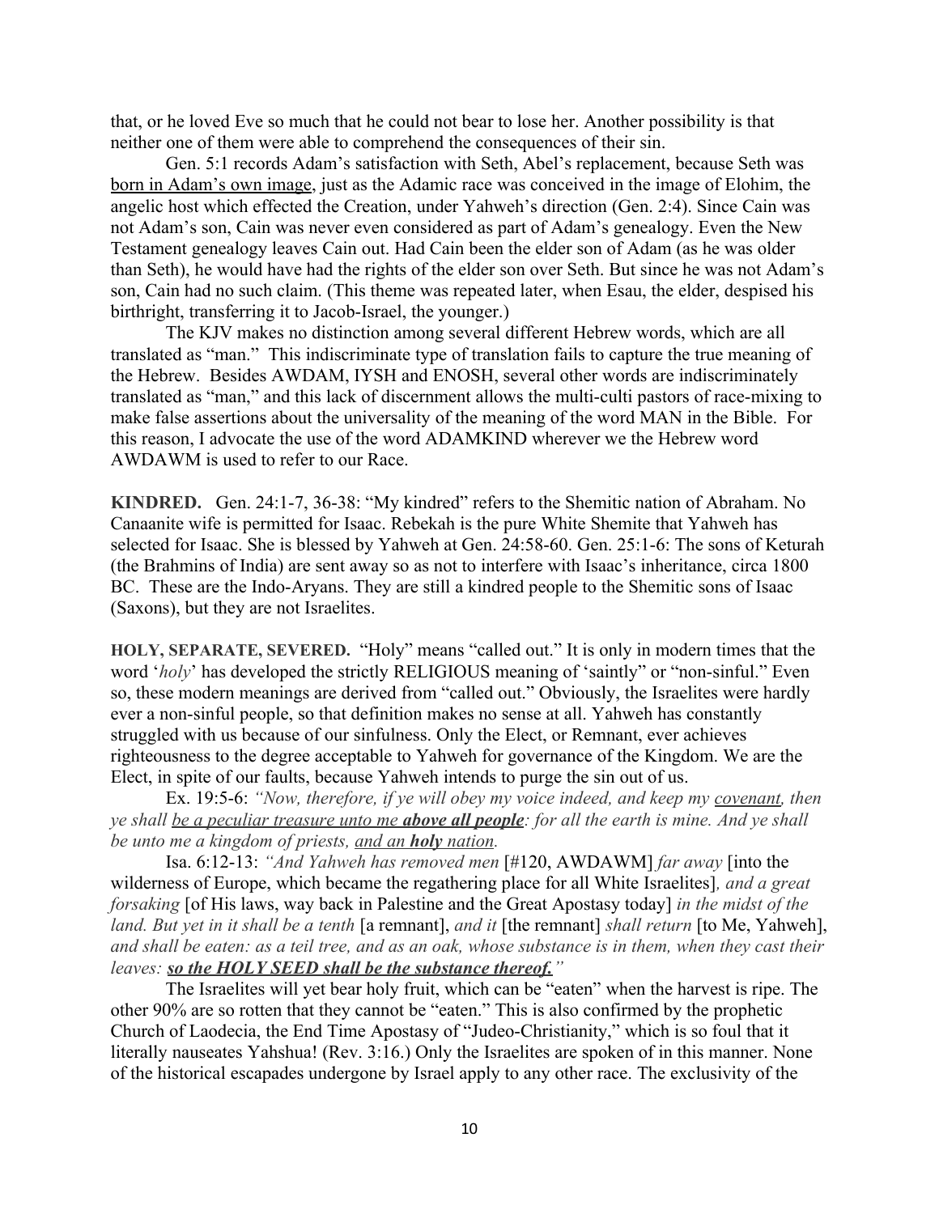that, or he loved Eve so much that he could not bear to lose her. Another possibility is that neither one of them were able to comprehend the consequences of their sin.

Gen. 5:1 records Adam's satisfaction with Seth, Abel's replacement, because Seth was born in Adam's own image, just as the Adamic race was conceived in the image of Elohim, the angelic host which effected the Creation, under Yahweh's direction (Gen. 2:4). Since Cain was not Adam's son, Cain was never even considered as part of Adam's genealogy. Even the New Testament genealogy leaves Cain out. Had Cain been the elder son of Adam (as he was older than Seth), he would have had the rights of the elder son over Seth. But since he was not Adam's son, Cain had no such claim. (This theme was repeated later, when Esau, the elder, despised his birthright, transferring it to Jacob-Israel, the younger.)

The KJV makes no distinction among several different Hebrew words, which are all translated as "man." This indiscriminate type of translation fails to capture the true meaning of the Hebrew. Besides AWDAM, IYSH and ENOSH, several other words are indiscriminately translated as "man," and this lack of discernment allows the multi-culti pastors of race-mixing to make false assertions about the universality of the meaning of the word MAN in the Bible. For this reason, I advocate the use of the word ADAMKIND wherever we the Hebrew word AWDAWM is used to refer to our Race.

**KINDRED.** Gen. 24:1-7, 36-38: "My kindred" refers to the Shemitic nation of Abraham. No Canaanite wife is permitted for Isaac. Rebekah is the pure White Shemite that Yahweh has selected for Isaac. She is blessed by Yahweh at Gen. 24:58-60. Gen. 25:1-6: The sons of Keturah (the Brahmins of India) are sent away so as not to interfere with Isaac's inheritance, circa 1800 BC. These are the Indo-Aryans. They are still a kindred people to the Shemitic sons of Isaac (Saxons), but they are not Israelites.

**HOLY, SEPARATE, SEVERED.** "Holy" means "called out." It is only in modern times that the word '*holy*' has developed the strictly RELIGIOUS meaning of 'saintly" or "non-sinful." Even so, these modern meanings are derived from "called out." Obviously, the Israelites were hardly ever a non-sinful people, so that definition makes no sense at all. Yahweh has constantly struggled with us because of our sinfulness. Only the Elect, or Remnant, ever achieves righteousness to the degree acceptable to Yahweh for governance of the Kingdom. We are the Elect, in spite of our faults, because Yahweh intends to purge the sin out of us.

Ex. 19:5-6: *"Now, therefore, if ye will obey my voice indeed, and keep my covenant, then ye shall be a peculiar treasure unto me* ***above all people****: for all the earth is mine. And ye shall be unto me a kingdom of priests, and an* ***holy*** *nation.*

Isa. 6:12-13: *"And Yahweh has removed men* [#120, AWDAWM] *far away* [into the wilderness of Europe, which became the regathering place for all White Israelites]*, and a great forsaking* [of His laws, way back in Palestine and the Great Apostasy today] *in the midst of the land. But yet in it shall be a tenth* [a remnant], *and it* [the remnant] *shall return* [to Me, Yahweh], *and shall be eaten: as a teil tree, and as an oak, whose substance is in them, when they cast their leaves:* ***so the HOLY SEED shall be the substance thereof.****"*

The Israelites will yet bear holy fruit, which can be "eaten" when the harvest is ripe. The other 90% are so rotten that they cannot be "eaten." This is also confirmed by the prophetic Church of Laodecia, the End Time Apostasy of "Judeo-Christianity," which is so foul that it literally nauseates Yahshua! (Rev. 3:16.) Only the Israelites are spoken of in this manner. None of the historical escapades undergone by Israel apply to any other race. The exclusivity of the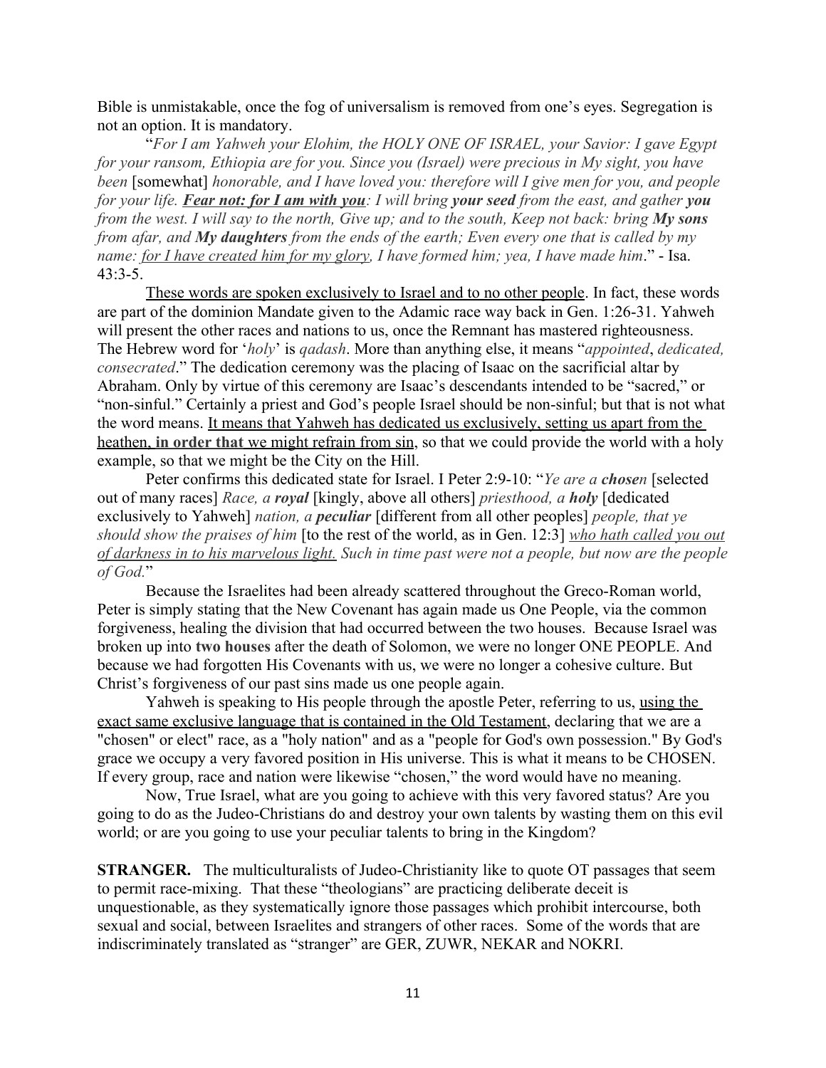Bible is unmistakable, once the fog of universalism is removed from one's eyes. Segregation is not an option. It is mandatory.

"*For I am Yahweh your Elohim, the HOLY ONE OF ISRAEL, your Savior: I gave Egypt for your ransom, Ethiopia are for you. Since you (Israel) were precious in My sight, you have been* [somewhat] *honorable, and I have loved you: therefore will I give men for you, and people for your life.* ***<u>Fear not: for I am with you</u>****: I will bring* ***your seed*** *from the east, and gather* ***you*** *from the west. I will say to the north, Give up; and to the south, Keep not back: bring* ***My sons*** *from afar, and* ***My daughters*** *from the ends of the earth; Even every one that is called by my name: <u>for I have created him for my glory</u>, I have formed him; yea, I have made him*." - Isa. 43:3-5.

<u>These words are spoken exclusively to Israel and to no other people</u>. In fact, these words are part of the dominion Mandate given to the Adamic race way back in Gen. 1:26-31. Yahweh will present the other races and nations to us, once the Remnant has mastered righteousness. The Hebrew word for '*holy*' is *qadash*. More than anything else, it means "*appointed*, *dedicated, consecrated*." The dedication ceremony was the placing of Isaac on the sacrificial altar by Abraham. Only by virtue of this ceremony are Isaac's descendants intended to be "sacred," or "non-sinful." Certainly a priest and God's people Israel should be non-sinful; but that is not what the word means. <u>It means that Yahweh has dedicated us exclusively, setting us apart from the heathen,</u> **<u>in order that</u>** <u>we might refrain from sin</u>, so that we could provide the world with a holy example, so that we might be the City on the Hill.

Peter confirms this dedicated state for Israel. I Peter 2:9-10: "*Ye are a* ***chosen*** [selected out of many races] *Race, a* ***royal*** [kingly, above all others] *priesthood, a* ***holy*** [dedicated exclusively to Yahweh] *nation, a* ***peculiar*** [different from all other peoples] *people, that ye should show the praises of him* [to the rest of the world, as in Gen. 12:3] *<u>who hath called you out of darkness in to his marvelous light.</u> Such in time past were not a people, but now are the people of God.*"

Because the Israelites had been already scattered throughout the Greco-Roman world, Peter is simply stating that the New Covenant has again made us One People, via the common forgiveness, healing the division that had occurred between the two houses. Because Israel was broken up into **two houses** after the death of Solomon, we were no longer ONE PEOPLE. And because we had forgotten His Covenants with us, we were no longer a cohesive culture. But Christ's forgiveness of our past sins made us one people again.

Yahweh is speaking to His people through the apostle Peter, referring to us, <u>using the exact same exclusive language that is contained in the Old Testament</u>, declaring that we are a "chosen" or elect" race, as a "holy nation" and as a "people for God's own possession." By God's grace we occupy a very favored position in His universe. This is what it means to be CHOSEN. If every group, race and nation were likewise "chosen," the word would have no meaning.

Now, True Israel, what are you going to achieve with this very favored status? Are you going to do as the Judeo-Christians do and destroy your own talents by wasting them on this evil world; or are you going to use your peculiar talents to bring in the Kingdom?

**STRANGER.** The multiculturalists of Judeo-Christianity like to quote OT passages that seem to permit race-mixing. That these "theologians" are practicing deliberate deceit is unquestionable, as they systematically ignore those passages which prohibit intercourse, both sexual and social, between Israelites and strangers of other races. Some of the words that are indiscriminately translated as "stranger" are GER, ZUWR, NEKAR and NOKRI.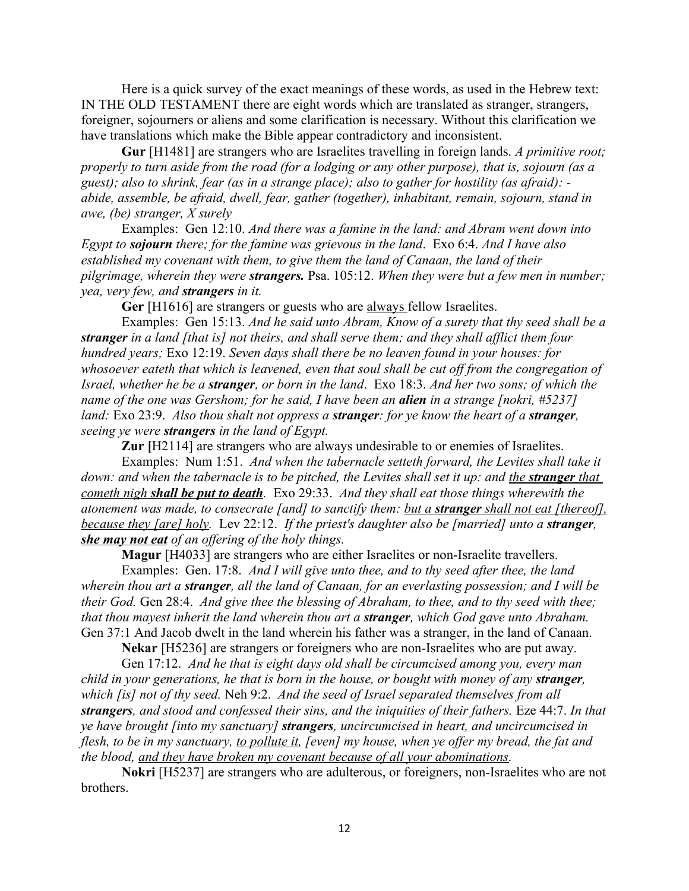Here is a quick survey of the exact meanings of these words, as used in the Hebrew text: IN THE OLD TESTAMENT there are eight words which are translated as stranger, strangers, foreigner, sojourners or aliens and some clarification is necessary. Without this clarification we have translations which make the Bible appear contradictory and inconsistent.

**Gur** [H1481] are strangers who are Israelites travelling in foreign lands. *A primitive root; properly to turn aside from the road (for a lodging or any other purpose), that is, sojourn (as a guest); also to shrink, fear (as in a strange place); also to gather for hostility (as afraid): - abide, assemble, be afraid, dwell, fear, gather (together), inhabitant, remain, sojourn, stand in awe, (be) stranger, X surely*

Examples: Gen 12:10. *And there was a famine in the land: and Abram went down into Egypt to **sojourn** there; for the famine was grievous in the land*. Exo 6:4. *And I have also established my covenant with them, to give them the land of Canaan, the land of their pilgrimage, wherein they were **strangers.*** Psa. 105:12. *When they were but a few men in number; yea, very few, and **strangers** in it.*

**Ger** [H1616] are strangers or guests who are <u>always</u> fellow Israelites.

Examples: Gen 15:13. *And he said unto Abram, Know of a surety that thy seed shall be a **stranger** in a land [that is] not theirs, and shall serve them; and they shall afflict them four hundred years;* Exo 12:19. *Seven days shall there be no leaven found in your houses: for whosoever eateth that which is leavened, even that soul shall be cut off from the congregation of Israel, whether he be a **stranger**, or born in the land*. Exo 18:3. *And her two sons; of which the name of the one was Gershom; for he said, I have been an **alien** in a strange [nokri, #5237] land:* Exo 23:9. *Also thou shalt not oppress a **stranger**: for ye know the heart of a **stranger**, seeing ye were **strangers** in the land of Egypt.*

**Zur [**H2114] are strangers who are always undesirable to or enemies of Israelites.

Examples: Num 1:51. *And when the tabernacle setteth forward, the Levites shall take it down: and when the tabernacle is to be pitched, the Levites shall set it up: and <u>the **stranger** that cometh nigh **shall be put to death**</u>.* Exo 29:33. *And they shall eat those things wherewith the atonement was made, to consecrate [and] to sanctify them: <u>but a **stranger** shall not eat [thereof], because they [are] holy</u>.* Lev 22:12. *If the priest's daughter also be [married] unto a **stranger**, <u>**she may not eat**</u> of an offering of the holy things.*

**Magur** [H4033] are strangers who are either Israelites or non-Israelite travellers.

Examples: Gen. 17:8. *And I will give unto thee, and to thy seed after thee, the land wherein thou art a **stranger**, all the land of Canaan, for an everlasting possession; and I will be their God.* Gen 28:4. *And give thee the blessing of Abraham, to thee, and to thy seed with thee; that thou mayest inherit the land wherein thou art a **stranger**, which God gave unto Abraham.* Gen 37:1 And Jacob dwelt in the land wherein his father was a stranger, in the land of Canaan.

**Nekar** [H5236] are strangers or foreigners who are non-Israelites who are put away.

Gen 17:12. *And he that is eight days old shall be circumcised among you, every man child in your generations, he that is born in the house, or bought with money of any **stranger**, which [is] not of thy seed.* Neh 9:2. *And the seed of Israel separated themselves from all **strangers**, and stood and confessed their sins, and the iniquities of their fathers.* Eze 44:7. *In that ye have brought [into my sanctuary] **strangers**, uncircumcised in heart, and uncircumcised in flesh, to be in my sanctuary, <u>to pollute it</u>, [even] my house, when ye offer my bread, the fat and the blood, <u>and they have broken my covenant because of all your abominations</u>.*

**Nokri** [H5237] are strangers who are adulterous, or foreigners, non-Israelites who are not brothers.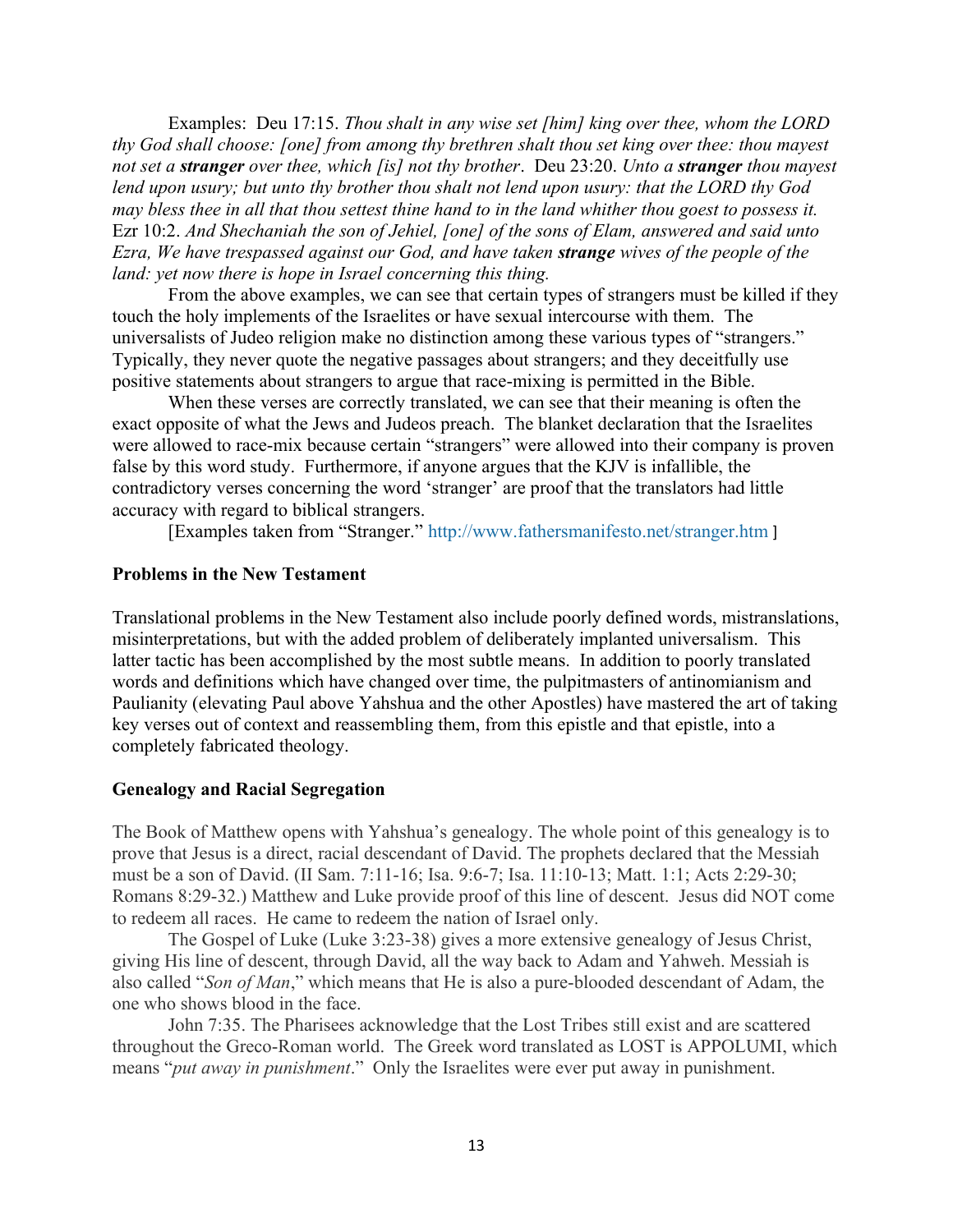Examples: Deu 17:15. *Thou shalt in any wise set [him] king over thee, whom the LORD thy God shall choose: [one] from among thy brethren shalt thou set king over thee: thou mayest not set a* ***stranger*** *over thee, which [is] not thy brother*. Deu 23:20. *Unto a* ***stranger*** *thou mayest lend upon usury; but unto thy brother thou shalt not lend upon usury: that the LORD thy God may bless thee in all that thou settest thine hand to in the land whither thou goest to possess it.* Ezr 10:2. *And Shechaniah the son of Jehiel, [one] of the sons of Elam, answered and said unto Ezra, We have trespassed against our God, and have taken* ***strange*** *wives of the people of the land: yet now there is hope in Israel concerning this thing.*

From the above examples, we can see that certain types of strangers must be killed if they touch the holy implements of the Israelites or have sexual intercourse with them. The universalists of Judeo religion make no distinction among these various types of "strangers." Typically, they never quote the negative passages about strangers; and they deceitfully use positive statements about strangers to argue that race-mixing is permitted in the Bible.

When these verses are correctly translated, we can see that their meaning is often the exact opposite of what the Jews and Judeos preach. The blanket declaration that the Israelites were allowed to race-mix because certain "strangers" were allowed into their company is proven false by this word study. Furthermore, if anyone argues that the KJV is infallible, the contradictory verses concerning the word 'stranger' are proof that the translators had little accuracy with regard to biblical strangers.

[Examples taken from "Stranger." http://www.fathersmanifesto.net/stranger.htm ]

**Problems in the New Testament**

Translational problems in the New Testament also include poorly defined words, mistranslations, misinterpretations, but with the added problem of deliberately implanted universalism. This latter tactic has been accomplished by the most subtle means. In addition to poorly translated words and definitions which have changed over time, the pulpitmasters of antinomianism and Paulianity (elevating Paul above Yahshua and the other Apostles) have mastered the art of taking key verses out of context and reassembling them, from this epistle and that epistle, into a completely fabricated theology.

**Genealogy and Racial Segregation**

The Book of Matthew opens with Yahshua's genealogy. The whole point of this genealogy is to prove that Jesus is a direct, racial descendant of David. The prophets declared that the Messiah must be a son of David. (II Sam. 7:11-16; Isa. 9:6-7; Isa. 11:10-13; Matt. 1:1; Acts 2:29-30; Romans 8:29-32.) Matthew and Luke provide proof of this line of descent. Jesus did NOT come to redeem all races. He came to redeem the nation of Israel only.

The Gospel of Luke (Luke 3:23-38) gives a more extensive genealogy of Jesus Christ, giving His line of descent, through David, all the way back to Adam and Yahweh. Messiah is also called "*Son of Man*," which means that He is also a pure-blooded descendant of Adam, the one who shows blood in the face.

John 7:35. The Pharisees acknowledge that the Lost Tribes still exist and are scattered throughout the Greco-Roman world. The Greek word translated as LOST is APPOLUMI, which means "*put away in punishment*." Only the Israelites were ever put away in punishment.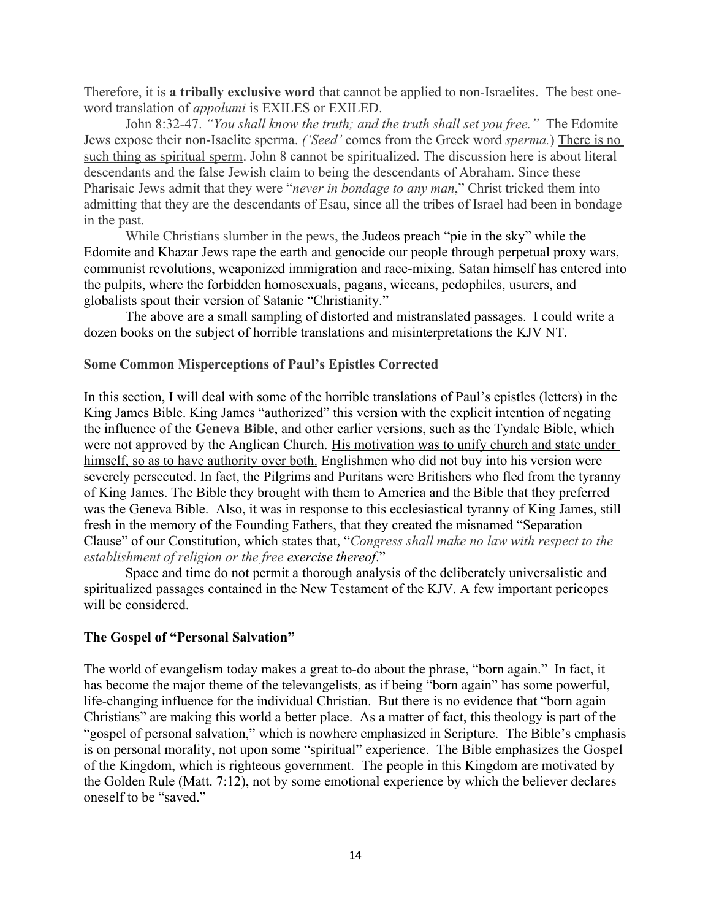Therefore, it is **a tribally exclusive word** that cannot be applied to non-Israelites. The best one-word translation of *appolumi* is EXILES or EXILED.

John 8:32-47. *"You shall know the truth; and the truth shall set you free."* The Edomite Jews expose their non-Isaelite sperma. *('Seed'* comes from the Greek word *sperma.*) There is no such thing as spiritual sperm. John 8 cannot be spiritualized. The discussion here is about literal descendants and the false Jewish claim to being the descendants of Abraham. Since these Pharisaic Jews admit that they were "*never in bondage to any man*," Christ tricked them into admitting that they are the descendants of Esau, since all the tribes of Israel had been in bondage in the past.

While Christians slumber in the pews, the Judeos preach "pie in the sky" while the Edomite and Khazar Jews rape the earth and genocide our people through perpetual proxy wars, communist revolutions, weaponized immigration and race-mixing. Satan himself has entered into the pulpits, where the forbidden homosexuals, pagans, wiccans, pedophiles, usurers, and globalists spout their version of Satanic "Christianity."

The above are a small sampling of distorted and mistranslated passages. I could write a dozen books on the subject of horrible translations and misinterpretations the KJV NT.

### Some Common Misperceptions of Paul's Epistles Corrected

In this section, I will deal with some of the horrible translations of Paul's epistles (letters) in the King James Bible. King James "authorized" this version with the explicit intention of negating the influence of the **Geneva Bible**, and other earlier versions, such as the Tyndale Bible, which were not approved by the Anglican Church. His motivation was to unify church and state under himself, so as to have authority over both. Englishmen who did not buy into his version were severely persecuted. In fact, the Pilgrims and Puritans were Britishers who fled from the tyranny of King James. The Bible they brought with them to America and the Bible that they preferred was the Geneva Bible. Also, it was in response to this ecclesiastical tyranny of King James, still fresh in the memory of the Founding Fathers, that they created the misnamed "Separation Clause" of our Constitution, which states that, "*Congress shall make no law with respect to the establishment of religion or the free exercise thereof*."

Space and time do not permit a thorough analysis of the deliberately universalistic and spiritualized passages contained in the New Testament of the KJV. A few important pericopes will be considered.

### The Gospel of "Personal Salvation"

The world of evangelism today makes a great to-do about the phrase, "born again." In fact, it has become the major theme of the televangelists, as if being "born again" has some powerful, life-changing influence for the individual Christian. But there is no evidence that "born again Christians" are making this world a better place. As a matter of fact, this theology is part of the "gospel of personal salvation," which is nowhere emphasized in Scripture. The Bible's emphasis is on personal morality, not upon some "spiritual" experience. The Bible emphasizes the Gospel of the Kingdom, which is righteous government. The people in this Kingdom are motivated by the Golden Rule (Matt. 7:12), not by some emotional experience by which the believer declares oneself to be "saved."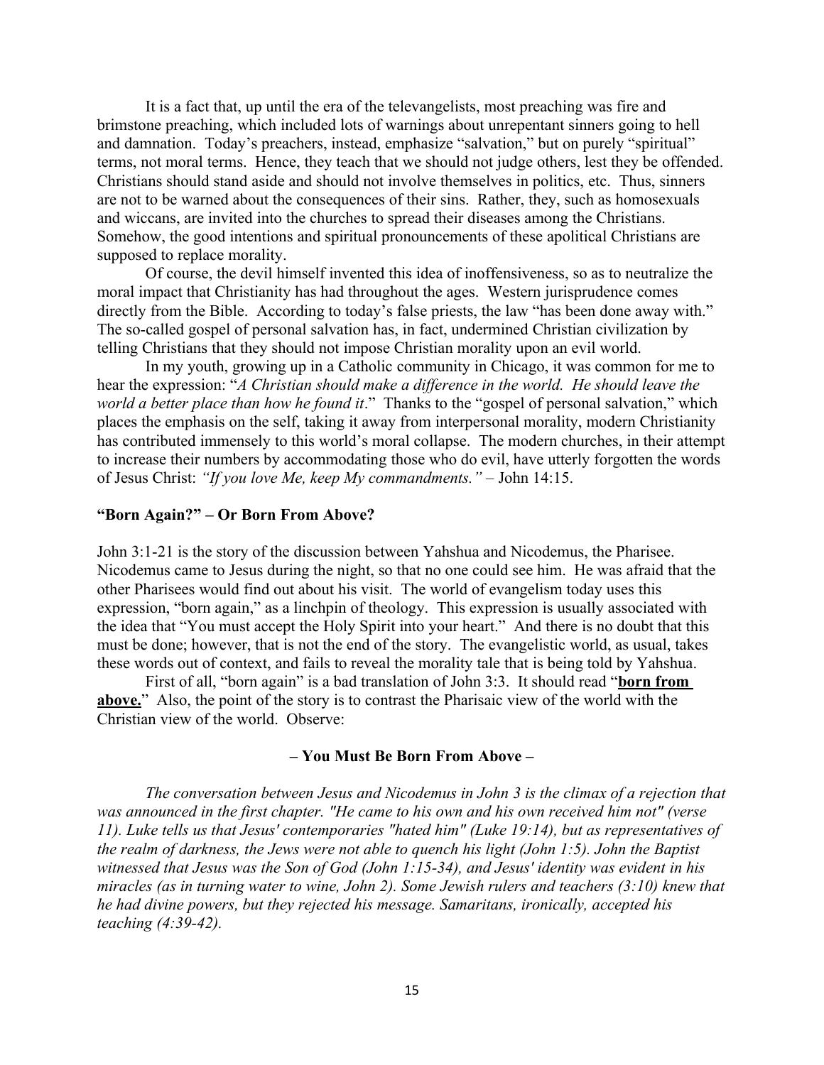It is a fact that, up until the era of the televangelists, most preaching was fire and brimstone preaching, which included lots of warnings about unrepentant sinners going to hell and damnation. Today's preachers, instead, emphasize "salvation," but on purely "spiritual" terms, not moral terms. Hence, they teach that we should not judge others, lest they be offended. Christians should stand aside and should not involve themselves in politics, etc. Thus, sinners are not to be warned about the consequences of their sins. Rather, they, such as homosexuals and wiccans, are invited into the churches to spread their diseases among the Christians. Somehow, the good intentions and spiritual pronouncements of these apolitical Christians are supposed to replace morality.

Of course, the devil himself invented this idea of inoffensiveness, so as to neutralize the moral impact that Christianity has had throughout the ages. Western jurisprudence comes directly from the Bible. According to today's false priests, the law "has been done away with." The so-called gospel of personal salvation has, in fact, undermined Christian civilization by telling Christians that they should not impose Christian morality upon an evil world.

In my youth, growing up in a Catholic community in Chicago, it was common for me to hear the expression: "*A Christian should make a difference in the world. He should leave the world a better place than how he found it*." Thanks to the "gospel of personal salvation," which places the emphasis on the self, taking it away from interpersonal morality, modern Christianity has contributed immensely to this world's moral collapse. The modern churches, in their attempt to increase their numbers by accommodating those who do evil, have utterly forgotten the words of Jesus Christ: *"If you love Me, keep My commandments."* – John 14:15.

## "Born Again?" – Or Born From Above?

John 3:1-21 is the story of the discussion between Yahshua and Nicodemus, the Pharisee. Nicodemus came to Jesus during the night, so that no one could see him. He was afraid that the other Pharisees would find out about his visit. The world of evangelism today uses this expression, "born again," as a linchpin of theology. This expression is usually associated with the idea that "You must accept the Holy Spirit into your heart." And there is no doubt that this must be done; however, that is not the end of the story. The evangelistic world, as usual, takes these words out of context, and fails to reveal the morality tale that is being told by Yahshua.

First of all, "born again" is a bad translation of John 3:3. It should read "**born from above.**" Also, the point of the story is to contrast the Pharisaic view of the world with the Christian view of the world. Observe:

### – You Must Be Born From Above –

*The conversation between Jesus and Nicodemus in John 3 is the climax of a rejection that was announced in the first chapter. "He came to his own and his own received him not" (verse 11). Luke tells us that Jesus' contemporaries "hated him" (Luke 19:14), but as representatives of the realm of darkness, the Jews were not able to quench his light (John 1:5). John the Baptist witnessed that Jesus was the Son of God (John 1:15-34), and Jesus' identity was evident in his miracles (as in turning water to wine, John 2). Some Jewish rulers and teachers (3:10) knew that he had divine powers, but they rejected his message. Samaritans, ironically, accepted his teaching (4:39-42).*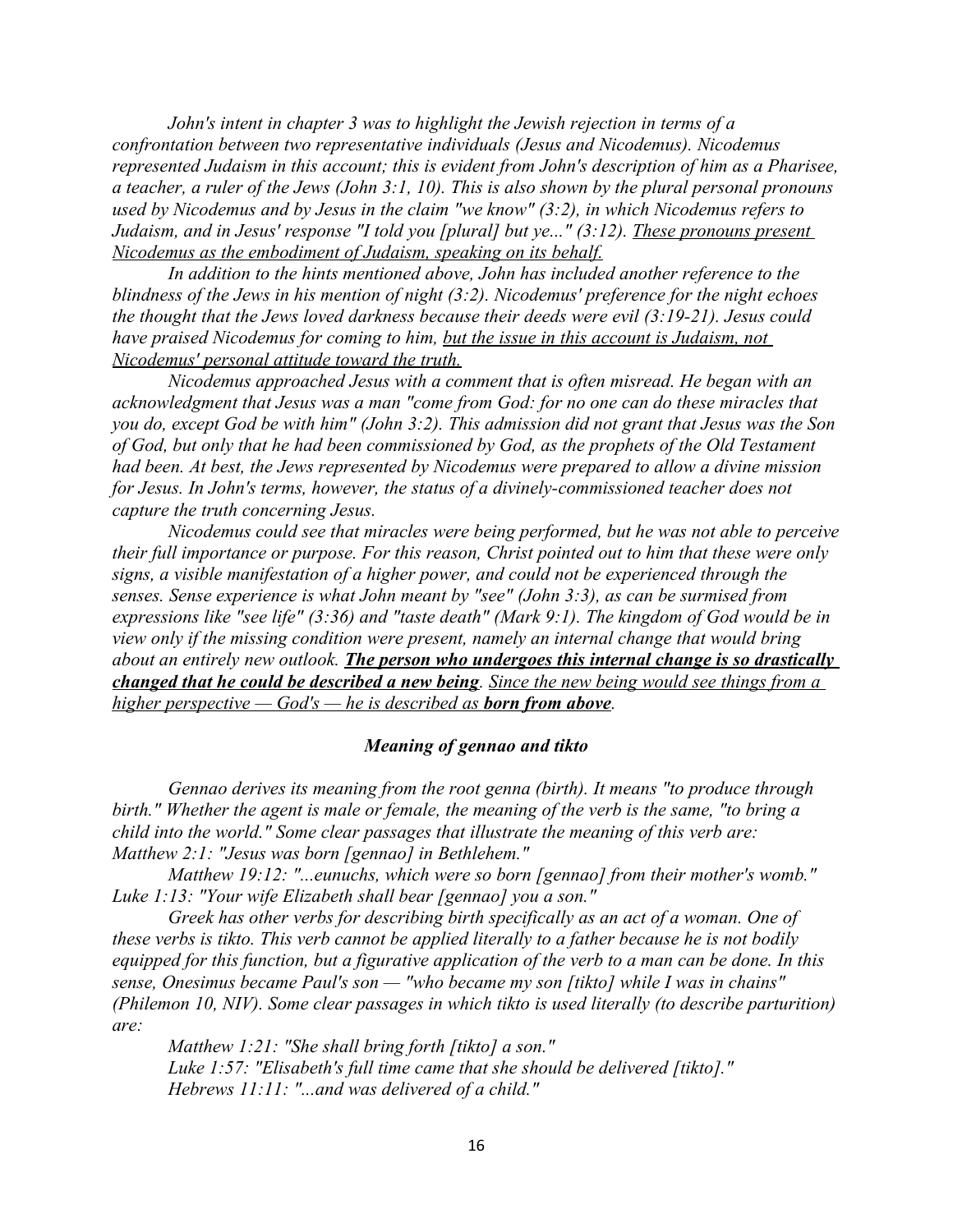*John's intent in chapter 3 was to highlight the Jewish rejection in terms of a confrontation between two representative individuals (Jesus and Nicodemus). Nicodemus represented Judaism in this account; this is evident from John's description of him as a Pharisee, a teacher, a ruler of the Jews (John 3:1, 10). This is also shown by the plural personal pronouns used by Nicodemus and by Jesus in the claim "we know" (3:2), in which Nicodemus refers to Judaism, and in Jesus' response "I told you [plural] but ye..." (3:12). <u>These pronouns present Nicodemus as the embodiment of Judaism, speaking on its behalf.</u>*

*In addition to the hints mentioned above, John has included another reference to the blindness of the Jews in his mention of night (3:2). Nicodemus' preference for the night echoes the thought that the Jews loved darkness because their deeds were evil (3:19-21). Jesus could have praised Nicodemus for coming to him, <u>but the issue in this account is Judaism, not Nicodemus' personal attitude toward the truth.</u>*

*Nicodemus approached Jesus with a comment that is often misread. He began with an acknowledgment that Jesus was a man "come from God: for no one can do these miracles that you do, except God be with him" (John 3:2). This admission did not grant that Jesus was the Son of God, but only that he had been commissioned by God, as the prophets of the Old Testament had been. At best, the Jews represented by Nicodemus were prepared to allow a divine mission for Jesus. In John's terms, however, the status of a divinely-commissioned teacher does not capture the truth concerning Jesus.*

*Nicodemus could see that miracles were being performed, but he was not able to perceive their full importance or purpose. For this reason, Christ pointed out to him that these were only signs, a visible manifestation of a higher power, and could not be experienced through the senses. Sense experience is what John meant by "see" (John 3:3), as can be surmised from expressions like "see life" (3:36) and "taste death" (Mark 9:1). The kingdom of God would be in view only if the missing condition were present, namely an internal change that would bring about an entirely new outlook. <u>**The person who undergoes this internal change is so drastically changed that he could be described a new being**</u>. <u>Since the new being would see things from a higher perspective — God's — he is described as **born from above**</u>.*

### ***Meaning of gennao and tikto***

*Gennao derives its meaning from the root genna (birth). It means "to produce through birth." Whether the agent is male or female, the meaning of the verb is the same, "to bring a child into the world." Some clear passages that illustrate the meaning of this verb are:*

*Matthew 2:1: "Jesus was born [gennao] in Bethlehem."*

*Matthew 19:12: "...eunuchs, which were so born [gennao] from their mother's womb."*

*Luke 1:13: "Your wife Elizabeth shall bear [gennao] you a son."*

*Greek has other verbs for describing birth specifically as an act of a woman. One of these verbs is tikto. This verb cannot be applied literally to a father because he is not bodily equipped for this function, but a figurative application of the verb to a man can be done. In this sense, Onesimus became Paul's son — "who became my son [tikto] while I was in chains" (Philemon 10, NIV). Some clear passages in which tikto is used literally (to describe parturition) are:*

*Matthew 1:21: "She shall bring forth [tikto] a son."*

*Luke 1:57: "Elisabeth's full time came that she should be delivered [tikto]."*

*Hebrews 11:11: "...and was delivered of a child."*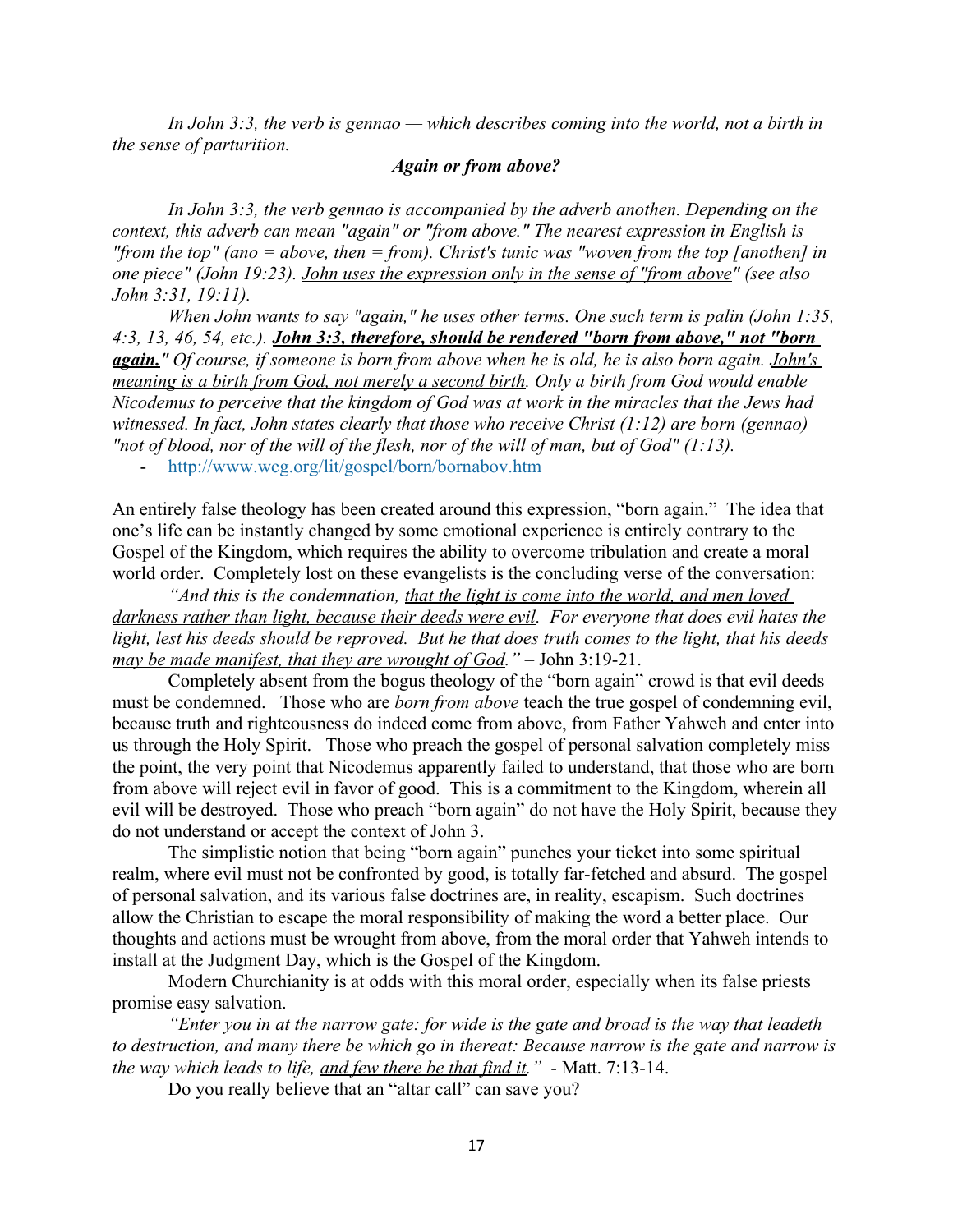*In John 3:3, the verb is gennao — which describes coming into the world, not a birth in the sense of parturition.*

***Again or from above?***

*In John 3:3, the verb gennao is accompanied by the adverb anothen. Depending on the context, this adverb can mean "again" or "from above." The nearest expression in English is "from the top" (ano = above, then = from). Christ's tunic was "woven from the top [anothen] in one piece" (John 19:23). <u>John uses the expression only in the sense of "from above"</u> (see also John 3:31, 19:11).*

*When John wants to say "again," he uses other terms. One such term is palin (John 1:35, 4:3, 13, 46, 54, etc.). **<u>John 3:3, therefore, should be rendered "born from above," not "born again.</u>"** Of course, if someone is born from above when he is old, he is also born again. <u>John's meaning is a birth from God, not merely a second birth</u>. Only a birth from God would enable Nicodemus to perceive that the kingdom of God was at work in the miracles that the Jews had witnessed. In fact, John states clearly that those who receive Christ (1:12) are born (gennao) "not of blood, nor of the will of the flesh, nor of the will of man, but of God" (1:13).*

- http://www.wcg.org/lit/gospel/born/bornabov.htm

An entirely false theology has been created around this expression, "born again." The idea that one's life can be instantly changed by some emotional experience is entirely contrary to the Gospel of the Kingdom, which requires the ability to overcome tribulation and create a moral world order. Completely lost on these evangelists is the concluding verse of the conversation:

*"And this is the condemnation, <u>that the light is come into the world, and men loved darkness rather than light, because their deeds were evil</u>. For everyone that does evil hates the light, lest his deeds should be reproved. <u>But he that does truth comes to the light, that his deeds may be made manifest, that they are wrought of God</u>."* – John 3:19-21.

Completely absent from the bogus theology of the "born again" crowd is that evil deeds must be condemned. Those who are *born from above* teach the true gospel of condemning evil, because truth and righteousness do indeed come from above, from Father Yahweh and enter into us through the Holy Spirit. Those who preach the gospel of personal salvation completely miss the point, the very point that Nicodemus apparently failed to understand, that those who are born from above will reject evil in favor of good. This is a commitment to the Kingdom, wherein all evil will be destroyed. Those who preach "born again" do not have the Holy Spirit, because they do not understand or accept the context of John 3.

The simplistic notion that being "born again" punches your ticket into some spiritual realm, where evil must not be confronted by good, is totally far-fetched and absurd. The gospel of personal salvation, and its various false doctrines are, in reality, escapism. Such doctrines allow the Christian to escape the moral responsibility of making the word a better place. Our thoughts and actions must be wrought from above, from the moral order that Yahweh intends to install at the Judgment Day, which is the Gospel of the Kingdom.

Modern Churchianity is at odds with this moral order, especially when its false priests promise easy salvation.

*"Enter you in at the narrow gate: for wide is the gate and broad is the way that leadeth to destruction, and many there be which go in thereat: Because narrow is the gate and narrow is the way which leads to life, <u>and few there be that find it</u>."* - Matt. 7:13-14.

Do you really believe that an "altar call" can save you?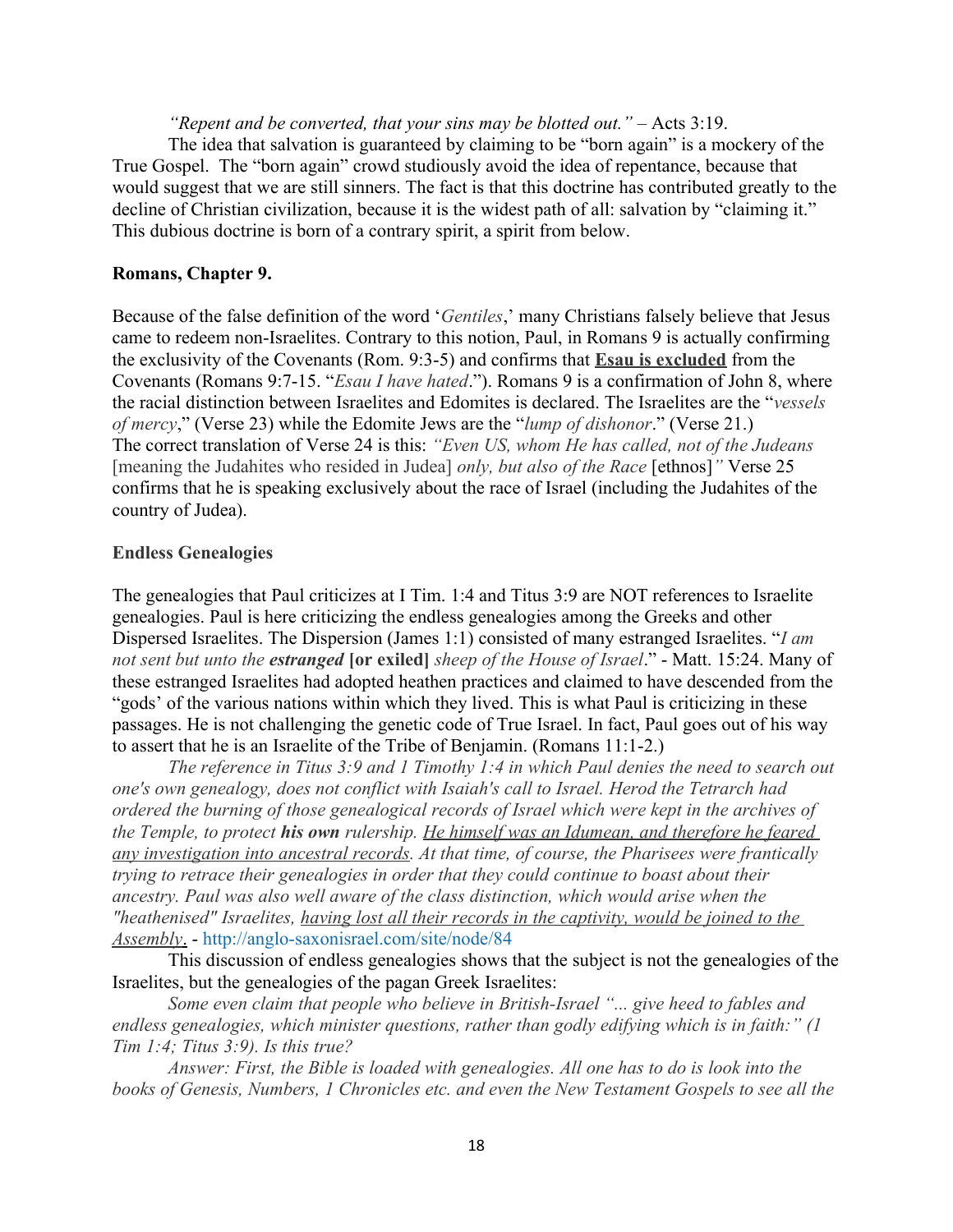*"Repent and be converted, that your sins may be blotted out."* – Acts 3:19.

The idea that salvation is guaranteed by claiming to be "born again" is a mockery of the True Gospel. The "born again" crowd studiously avoid the idea of repentance, because that would suggest that we are still sinners. The fact is that this doctrine has contributed greatly to the decline of Christian civilization, because it is the widest path of all: salvation by "claiming it." This dubious doctrine is born of a contrary spirit, a spirit from below.

**Romans, Chapter 9.**

Because of the false definition of the word '*Gentiles*,' many Christians falsely believe that Jesus came to redeem non-Israelites. Contrary to this notion, Paul, in Romans 9 is actually confirming the exclusivity of the Covenants (Rom. 9:3-5) and confirms that **<u>Esau is excluded</u>** from the Covenants (Romans 9:7-15. "*Esau I have hated*."). Romans 9 is a confirmation of John 8, where the racial distinction between Israelites and Edomites is declared. The Israelites are the "*vessels of mercy*," (Verse 23) while the Edomite Jews are the "*lump of dishonor*." (Verse 21.) The correct translation of Verse 24 is this: *"Even US, whom He has called, not of the Judeans* [meaning the Judahites who resided in Judea] *only, but also of the Race* [ethnos]*"* Verse 25 confirms that he is speaking exclusively about the race of Israel (including the Judahites of the country of Judea).

**Endless Genealogies**

The genealogies that Paul criticizes at I Tim. 1:4 and Titus 3:9 are NOT references to Israelite genealogies. Paul is here criticizing the endless genealogies among the Greeks and other Dispersed Israelites. The Dispersion (James 1:1) consisted of many estranged Israelites. "*I am not sent but unto the **estranged*** **[or exiled]** *sheep of the House of Israel*." - Matt. 15:24. Many of these estranged Israelites had adopted heathen practices and claimed to have descended from the "gods' of the various nations within which they lived. This is what Paul is criticizing in these passages. He is not challenging the genetic code of True Israel. In fact, Paul goes out of his way to assert that he is an Israelite of the Tribe of Benjamin. (Romans 11:1-2.)

*The reference in Titus 3:9 and 1 Timothy 1:4 in which Paul denies the need to search out one's own genealogy, does not conflict with Isaiah's call to Israel. Herod the Tetrarch had ordered the burning of those genealogical records of Israel which were kept in the archives of the Temple, to protect **his own** rulership. <u>He himself was an Idumean, and therefore he feared any investigation into ancestral records</u>. At that time, of course, the Pharisees were frantically trying to retrace their genealogies in order that they could continue to boast about their ancestry. Paul was also well aware of the class distinction, which would arise when the "heathenised" Israelites, <u>having lost all their records in the captivity, would be joined to the Assembly</u>.* - http://anglo-saxonisrael.com/site/node/84

This discussion of endless genealogies shows that the subject is not the genealogies of the Israelites, but the genealogies of the pagan Greek Israelites:

*Some even claim that people who believe in British-Israel "... give heed to fables and endless genealogies, which minister questions, rather than godly edifying which is in faith:" (1 Tim 1:4; Titus 3:9). Is this true?*

*Answer: First, the Bible is loaded with genealogies. All one has to do is look into the books of Genesis, Numbers, 1 Chronicles etc. and even the New Testament Gospels to see all the*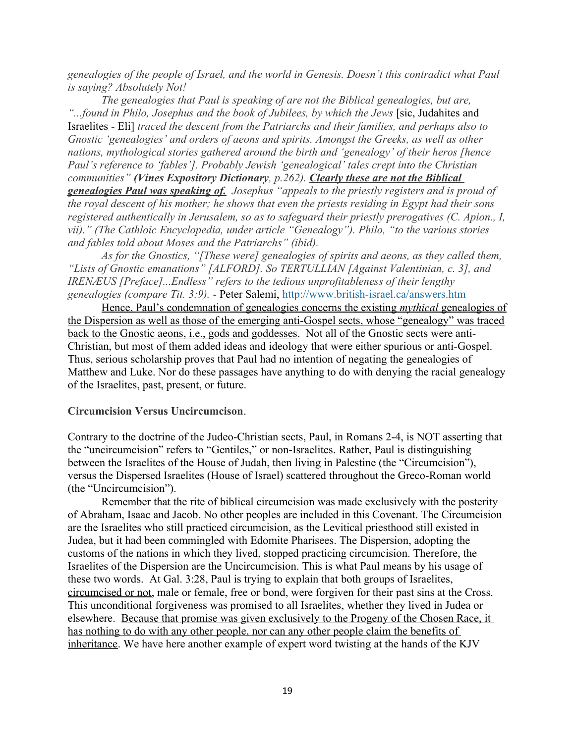*genealogies of the people of Israel, and the world in Genesis. Doesn't this contradict what Paul is saying? Absolutely Not!*

*The genealogies that Paul is speaking of are not the Biblical genealogies, but are, "...found in Philo, Josephus and the book of Jubilees, by which the Jews* [sic, Judahites and Israelites - Eli] *traced the descent from the Patriarchs and their families, and perhaps also to Gnostic 'genealogies' and orders of aeons and spirits. Amongst the Greeks, as well as other nations, mythological stories gathered around the birth and 'genealogy' of their heros [hence Paul's reference to 'fables']. Probably Jewish 'genealogical' tales crept into the Christian communities" **(Vines Expository Dictionary**, p.262). **Clearly these are not the Biblical genealogies Paul was speaking of.** Josephus "appeals to the priestly registers and is proud of the royal descent of his mother; he shows that even the priests residing in Egypt had their sons registered authentically in Jerusalem, so as to safeguard their priestly prerogatives (C. Apion., I, vii)." (The Cathloic Encyclopedia, under article "Genealogy"). Philo, "to the various stories and fables told about Moses and the Patriarchs" (ibid).*

*As for the Gnostics, "[These were] genealogies of spirits and aeons, as they called them, "Lists of Gnostic emanations" [ALFORD]. So TERTULLIAN [Against Valentinian, c. 3], and IRENÆUS [Preface]...Endless" refers to the tedious unprofitableness of their lengthy genealogies (compare Tit. 3:9).* - Peter Salemi, http://www.british-israel.ca/answers.htm

Hence, Paul's condemnation of genealogies concerns the existing *mythical* genealogies of the Dispersion as well as those of the emerging anti-Gospel sects, whose "genealogy" was traced back to the Gnostic aeons, i.e., gods and goddesses. Not all of the Gnostic sects were anti-Christian, but most of them added ideas and ideology that were either spurious or anti-Gospel. Thus, serious scholarship proves that Paul had no intention of negating the genealogies of Matthew and Luke. Nor do these passages have anything to do with denying the racial genealogy of the Israelites, past, present, or future.

**Circumcision Versus Uncircumcison**.

Contrary to the doctrine of the Judeo-Christian sects, Paul, in Romans 2-4, is NOT asserting that the "uncircumcision" refers to "Gentiles," or non-Israelites. Rather, Paul is distinguishing between the Israelites of the House of Judah, then living in Palestine (the "Circumcision"), versus the Dispersed Israelites (House of Israel) scattered throughout the Greco-Roman world (the "Uncircumcision").

Remember that the rite of biblical circumcision was made exclusively with the posterity of Abraham, Isaac and Jacob. No other peoples are included in this Covenant. The Circumcision are the Israelites who still practiced circumcision, as the Levitical priesthood still existed in Judea, but it had been commingled with Edomite Pharisees. The Dispersion, adopting the customs of the nations in which they lived, stopped practicing circumcision. Therefore, the Israelites of the Dispersion are the Uncircumcision. This is what Paul means by his usage of these two words. At Gal. 3:28, Paul is trying to explain that both groups of Israelites, circumcised or not, male or female, free or bond, were forgiven for their past sins at the Cross. This unconditional forgiveness was promised to all Israelites, whether they lived in Judea or elsewhere. Because that promise was given exclusively to the Progeny of the Chosen Race, it has nothing to do with any other people, nor can any other people claim the benefits of inheritance. We have here another example of expert word twisting at the hands of the KJV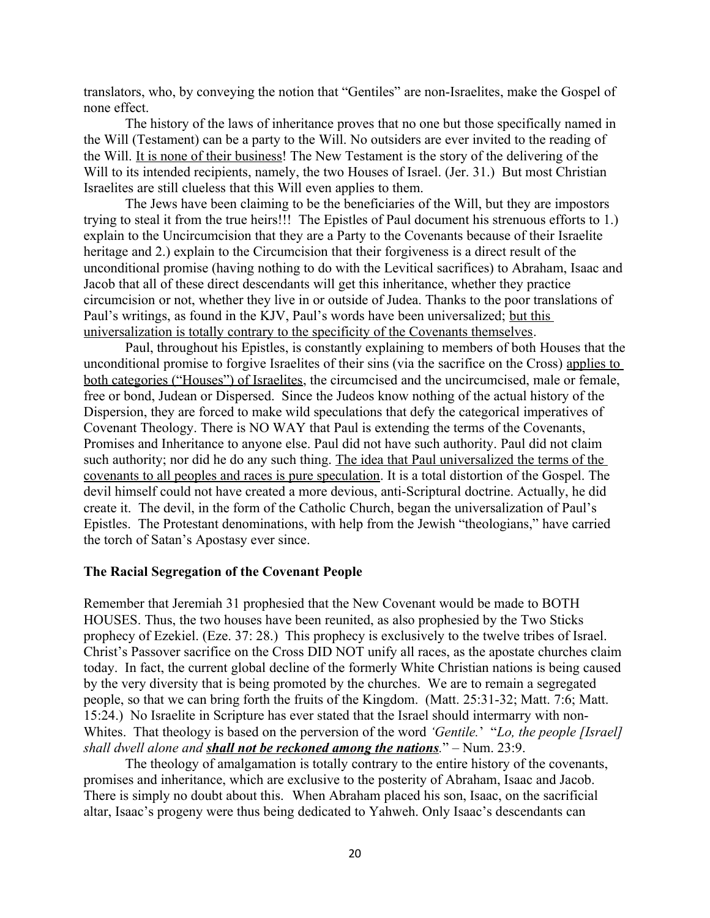translators, who, by conveying the notion that "Gentiles" are non-Israelites, make the Gospel of none effect.

The history of the laws of inheritance proves that no one but those specifically named in the Will (Testament) can be a party to the Will. No outsiders are ever invited to the reading of the Will. It is none of their business! The New Testament is the story of the delivering of the Will to its intended recipients, namely, the two Houses of Israel. (Jer. 31.) But most Christian Israelites are still clueless that this Will even applies to them.

The Jews have been claiming to be the beneficiaries of the Will, but they are impostors trying to steal it from the true heirs!!! The Epistles of Paul document his strenuous efforts to 1.) explain to the Uncircumcision that they are a Party to the Covenants because of their Israelite heritage and 2.) explain to the Circumcision that their forgiveness is a direct result of the unconditional promise (having nothing to do with the Levitical sacrifices) to Abraham, Isaac and Jacob that all of these direct descendants will get this inheritance, whether they practice circumcision or not, whether they live in or outside of Judea. Thanks to the poor translations of Paul's writings, as found in the KJV, Paul's words have been universalized; but this universalization is totally contrary to the specificity of the Covenants themselves.

Paul, throughout his Epistles, is constantly explaining to members of both Houses that the unconditional promise to forgive Israelites of their sins (via the sacrifice on the Cross) applies to both categories ("Houses") of Israelites, the circumcised and the uncircumcised, male or female, free or bond, Judean or Dispersed. Since the Judeos know nothing of the actual history of the Dispersion, they are forced to make wild speculations that defy the categorical imperatives of Covenant Theology. There is NO WAY that Paul is extending the terms of the Covenants, Promises and Inheritance to anyone else. Paul did not have such authority. Paul did not claim such authority; nor did he do any such thing. The idea that Paul universalized the terms of the covenants to all peoples and races is pure speculation. It is a total distortion of the Gospel. The devil himself could not have created a more devious, anti-Scriptural doctrine. Actually, he did create it. The devil, in the form of the Catholic Church, began the universalization of Paul's Epistles. The Protestant denominations, with help from the Jewish "theologians," have carried the torch of Satan's Apostasy ever since.

**The Racial Segregation of the Covenant People**

Remember that Jeremiah 31 prophesied that the New Covenant would be made to BOTH HOUSES. Thus, the two houses have been reunited, as also prophesied by the Two Sticks prophecy of Ezekiel. (Eze. 37: 28.) This prophecy is exclusively to the twelve tribes of Israel. Christ's Passover sacrifice on the Cross DID NOT unify all races, as the apostate churches claim today. In fact, the current global decline of the formerly White Christian nations is being caused by the very diversity that is being promoted by the churches. We are to remain a segregated people, so that we can bring forth the fruits of the Kingdom. (Matt. 25:31-32; Matt. 7:6; Matt. 15:24.) No Israelite in Scripture has ever stated that the Israel should intermarry with non-Whites. That theology is based on the perversion of the word *'Gentile.'* "*Lo, the people [Israel] shall dwell alone and **shall not be reckoned among the nations**.*" – Num. 23:9.

The theology of amalgamation is totally contrary to the entire history of the covenants, promises and inheritance, which are exclusive to the posterity of Abraham, Isaac and Jacob. There is simply no doubt about this. When Abraham placed his son, Isaac, on the sacrificial altar, Isaac's progeny were thus being dedicated to Yahweh. Only Isaac's descendants can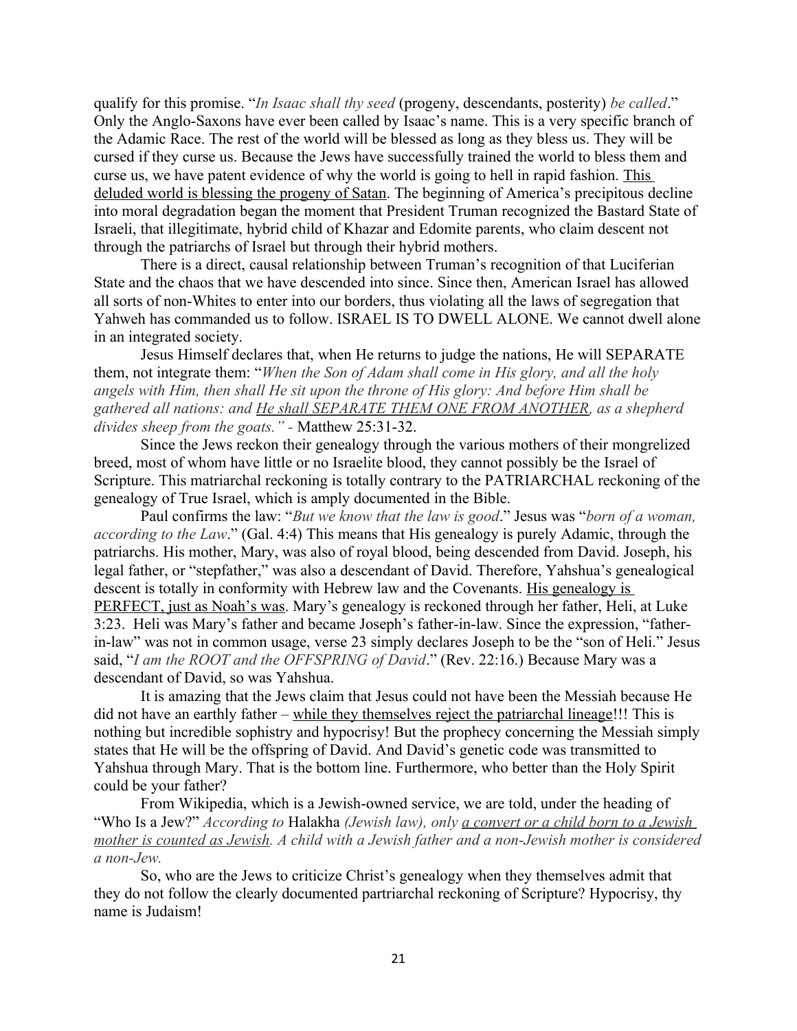qualify for this promise. "*In Isaac shall thy seed* (progeny, descendants, posterity) *be called*." Only the Anglo-Saxons have ever been called by Isaac's name. This is a very specific branch of the Adamic Race. The rest of the world will be blessed as long as they bless us. They will be cursed if they curse us. Because the Jews have successfully trained the world to bless them and curse us, we have patent evidence of why the world is going to hell in rapid fashion. <u>This deluded world is blessing the progeny of Satan</u>. The beginning of America's precipitous decline into moral degradation began the moment that President Truman recognized the Bastard State of Israeli, that illegitimate, hybrid child of Khazar and Edomite parents, who claim descent not through the patriarchs of Israel but through their hybrid mothers.

There is a direct, causal relationship between Truman's recognition of that Luciferian State and the chaos that we have descended into since. Since then, American Israel has allowed all sorts of non-Whites to enter into our borders, thus violating all the laws of segregation that Yahweh has commanded us to follow. ISRAEL IS TO DWELL ALONE. We cannot dwell alone in an integrated society.

Jesus Himself declares that, when He returns to judge the nations, He will SEPARATE them, not integrate them: "*When the Son of Adam shall come in His glory, and all the holy angels with Him, then shall He sit upon the throne of His glory: And before Him shall be gathered all nations: and <u>He shall SEPARATE THEM ONE FROM ANOTHER</u>, as a shepherd divides sheep from the goats." -* Matthew 25:31-32.

Since the Jews reckon their genealogy through the various mothers of their mongrelized breed, most of whom have little or no Israelite blood, they cannot possibly be the Israel of Scripture. This matriarchal reckoning is totally contrary to the PATRIARCHAL reckoning of the genealogy of True Israel, which is amply documented in the Bible.

Paul confirms the law: "*But we know that the law is good*." Jesus was "*born of a woman, according to the Law*." (Gal. 4:4) This means that His genealogy is purely Adamic, through the patriarchs. His mother, Mary, was also of royal blood, being descended from David. Joseph, his legal father, or "stepfather," was also a descendant of David. Therefore, Yahshua's genealogical descent is totally in conformity with Hebrew law and the Covenants. <u>His genealogy is PERFECT, just as Noah's was</u>. Mary's genealogy is reckoned through her father, Heli, at Luke 3:23. Heli was Mary's father and became Joseph's father-in-law. Since the expression, "father-in-law" was not in common usage, verse 23 simply declares Joseph to be the "son of Heli." Jesus said, "*I am the ROOT and the OFFSPRING of David*." (Rev. 22:16.) Because Mary was a descendant of David, so was Yahshua.

It is amazing that the Jews claim that Jesus could not have been the Messiah because He did not have an earthly father – <u>while they themselves reject the patriarchal lineage</u>!!! This is nothing but incredible sophistry and hypocrisy! But the prophecy concerning the Messiah simply states that He will be the offspring of David. And David's genetic code was transmitted to Yahshua through Mary. That is the bottom line. Furthermore, who better than the Holy Spirit could be your father?

From Wikipedia, which is a Jewish-owned service, we are told, under the heading of "Who Is a Jew?" *According to* Halakha *(Jewish law), only <u>a convert or a child born to a Jewish mother is counted as Jewish</u>. A child with a Jewish father and a non-Jewish mother is considered a non-Jew.*

So, who are the Jews to criticize Christ's genealogy when they themselves admit that they do not follow the clearly documented partriarchal reckoning of Scripture? Hypocrisy, thy name is Judaism!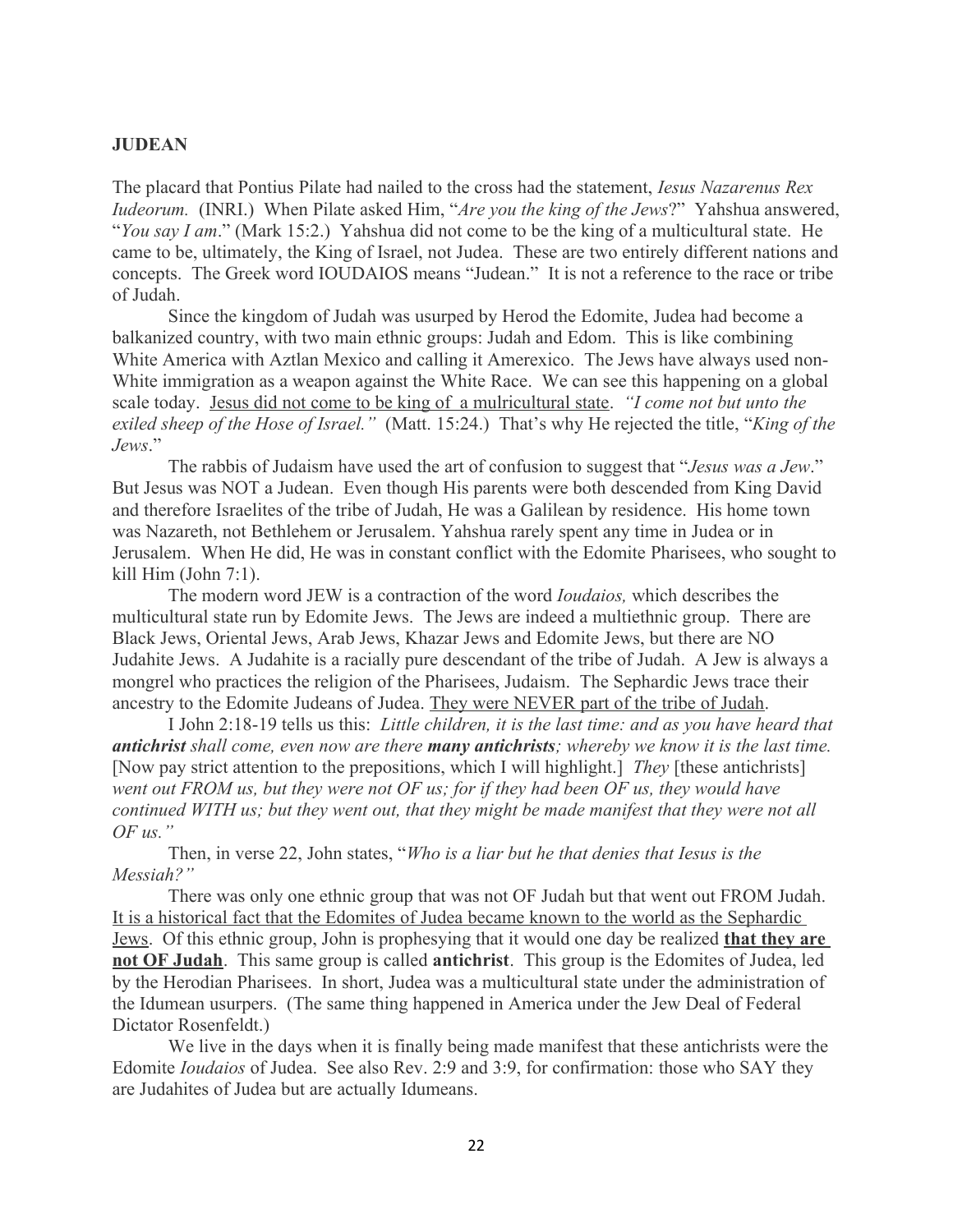**JUDEAN**

The placard that Pontius Pilate had nailed to the cross had the statement, *Iesus Nazarenus Rex Iudeorum.* (INRI.) When Pilate asked Him, "*Are you the king of the Jews*?" Yahshua answered, "*You say I am*." (Mark 15:2.) Yahshua did not come to be the king of a multicultural state. He came to be, ultimately, the King of Israel, not Judea. These are two entirely different nations and concepts. The Greek word IOUDAIOS means "Judean." It is not a reference to the race or tribe of Judah.

Since the kingdom of Judah was usurped by Herod the Edomite, Judea had become a balkanized country, with two main ethnic groups: Judah and Edom. This is like combining White America with Aztlan Mexico and calling it Amerexico. The Jews have always used non-White immigration as a weapon against the White Race. We can see this happening on a global scale today. <u>Jesus did not come to be king of a mulricultural state</u>. *"I come not but unto the exiled sheep of the Hose of Israel."* (Matt. 15:24.) That's why He rejected the title, "*King of the Jews*."

The rabbis of Judaism have used the art of confusion to suggest that "*Jesus was a Jew*." But Jesus was NOT a Judean. Even though His parents were both descended from King David and therefore Israelites of the tribe of Judah, He was a Galilean by residence. His home town was Nazareth, not Bethlehem or Jerusalem. Yahshua rarely spent any time in Judea or in Jerusalem. When He did, He was in constant conflict with the Edomite Pharisees, who sought to kill Him (John 7:1).

The modern word JEW is a contraction of the word *Ioudaios,* which describes the multicultural state run by Edomite Jews. The Jews are indeed a multiethnic group. There are Black Jews, Oriental Jews, Arab Jews, Khazar Jews and Edomite Jews, but there are NO Judahite Jews. A Judahite is a racially pure descendant of the tribe of Judah. A Jew is always a mongrel who practices the religion of the Pharisees, Judaism. The Sephardic Jews trace their ancestry to the Edomite Judeans of Judea. <u>They were NEVER part of the tribe of Judah</u>.

I John 2:18-19 tells us this: *Little children, it is the last time: and as you have heard that* ***antichrist*** *shall come, even now are there* ***many antichrists****; whereby we know it is the last time.* [Now pay strict attention to the prepositions, which I will highlight.] *They* [these antichrists] *went out FROM us, but they were not OF us; for if they had been OF us, they would have continued WITH us; but they went out, that they might be made manifest that they were not all OF us."*

Then, in verse 22, John states, "*Who is a liar but he that denies that Iesus is the Messiah?"*

There was only one ethnic group that was not OF Judah but that went out FROM Judah. <u>It is a historical fact that the Edomites of Judea became known to the world as the Sephardic Jews</u>. Of this ethnic group, John is prophesying that it would one day be realized **<u>that they are not OF Judah</u>**. This same group is called **antichrist**. This group is the Edomites of Judea, led by the Herodian Pharisees. In short, Judea was a multicultural state under the administration of the Idumean usurpers. (The same thing happened in America under the Jew Deal of Federal Dictator Rosenfeldt.)

We live in the days when it is finally being made manifest that these antichrists were the Edomite *Ioudaios* of Judea. See also Rev. 2:9 and 3:9, for confirmation: those who SAY they are Judahites of Judea but are actually Idumeans.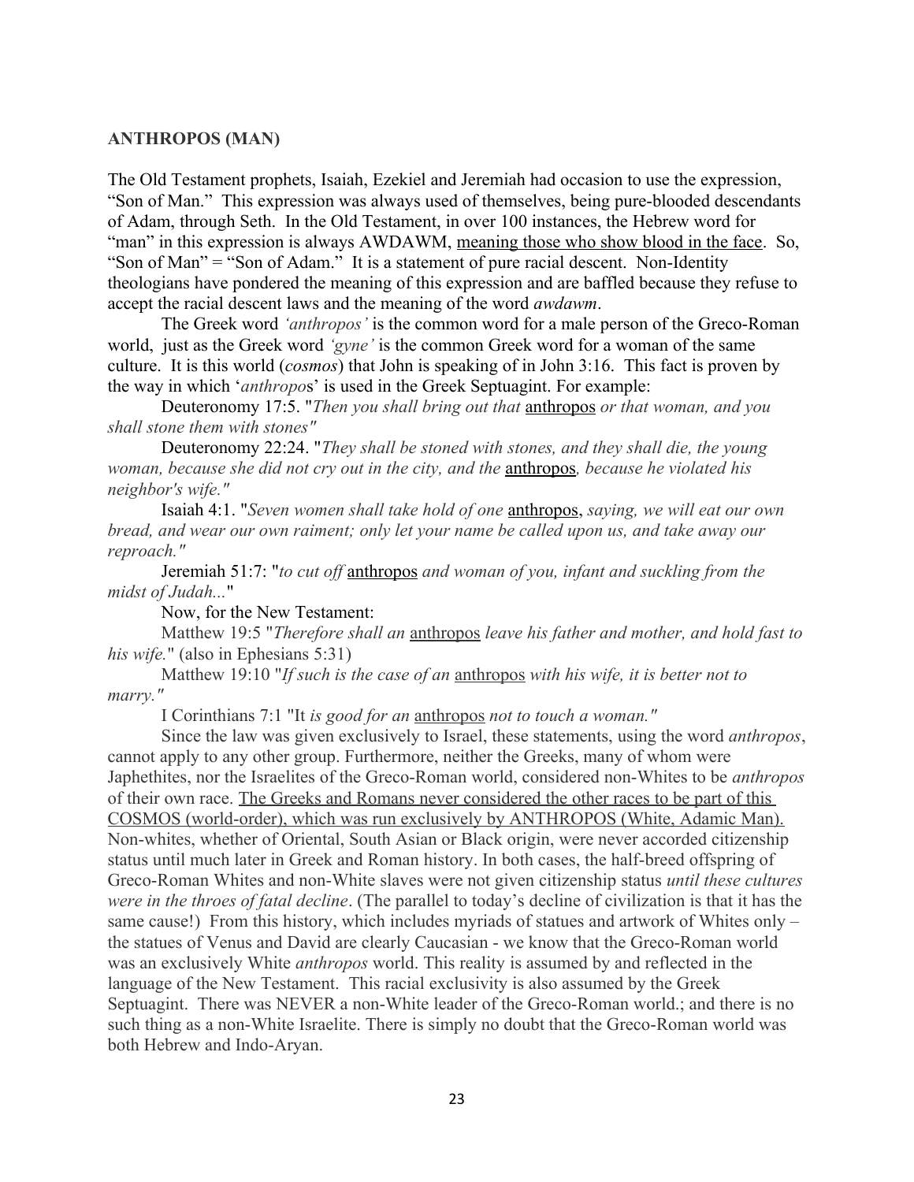**ANTHROPOS (MAN)**

The Old Testament prophets, Isaiah, Ezekiel and Jeremiah had occasion to use the expression, "Son of Man." This expression was always used of themselves, being pure-blooded descendants of Adam, through Seth. In the Old Testament, in over 100 instances, the Hebrew word for "man" in this expression is always AWDAWM, <u>meaning those who show blood in the face</u>. So, "Son of Man" = "Son of Adam." It is a statement of pure racial descent. Non-Identity theologians have pondered the meaning of this expression and are baffled because they refuse to accept the racial descent laws and the meaning of the word *awdawm*.

The Greek word *'anthropos'* is the common word for a male person of the Greco-Roman world, just as the Greek word *'gyne'* is the common Greek word for a woman of the same culture. It is this world (*cosmos*) that John is speaking of in John 3:16. This fact is proven by the way in which '*anthropo*s' is used in the Greek Septuagint. For example:

Deuteronomy 17:5. "*Then you shall bring out that* <u>anthropos</u> *or that woman, and you shall stone them with stones"*

Deuteronomy 22:24. "*They shall be stoned with stones, and they shall die, the young woman, because she did not cry out in the city, and the* <u>anthropos</u>*, because he violated his neighbor's wife."*

Isaiah 4:1. "*Seven women shall take hold of one* <u>anthropos</u>, *saying, we will eat our own bread, and wear our own raiment; only let your name be called upon us, and take away our reproach."*

Jeremiah 51:7: "*to cut off* <u>anthropos</u> *and woman of you, infant and suckling from the midst of Judah...*"

Now, for the New Testament:

Matthew 19:5 "*Therefore shall an* <u>anthropos</u> *leave his father and mother, and hold fast to his wife.*" (also in Ephesians 5:31)

Matthew 19:10 "*If such is the case of an* <u>anthropos</u> *with his wife, it is better not to marry."*

I Corinthians 7:1 "It *is good for an* <u>anthropos</u> *not to touch a woman."*

Since the law was given exclusively to Israel, these statements, using the word *anthropos*, cannot apply to any other group. Furthermore, neither the Greeks, many of whom were Japhethites, nor the Israelites of the Greco-Roman world, considered non-Whites to be *anthropos* of their own race. <u>The Greeks and Romans never considered the other races to be part of this COSMOS (world-order), which was run exclusively by ANTHROPOS (White, Adamic Man).</u> Non-whites, whether of Oriental, South Asian or Black origin, were never accorded citizenship status until much later in Greek and Roman history. In both cases, the half-breed offspring of Greco-Roman Whites and non-White slaves were not given citizenship status *until these cultures were in the throes of fatal decline*. (The parallel to today's decline of civilization is that it has the same cause!) From this history, which includes myriads of statues and artwork of Whites only – the statues of Venus and David are clearly Caucasian - we know that the Greco-Roman world was an exclusively White *anthropos* world. This reality is assumed by and reflected in the language of the New Testament. This racial exclusivity is also assumed by the Greek Septuagint. There was NEVER a non-White leader of the Greco-Roman world.; and there is no such thing as a non-White Israelite. There is simply no doubt that the Greco-Roman world was both Hebrew and Indo-Aryan.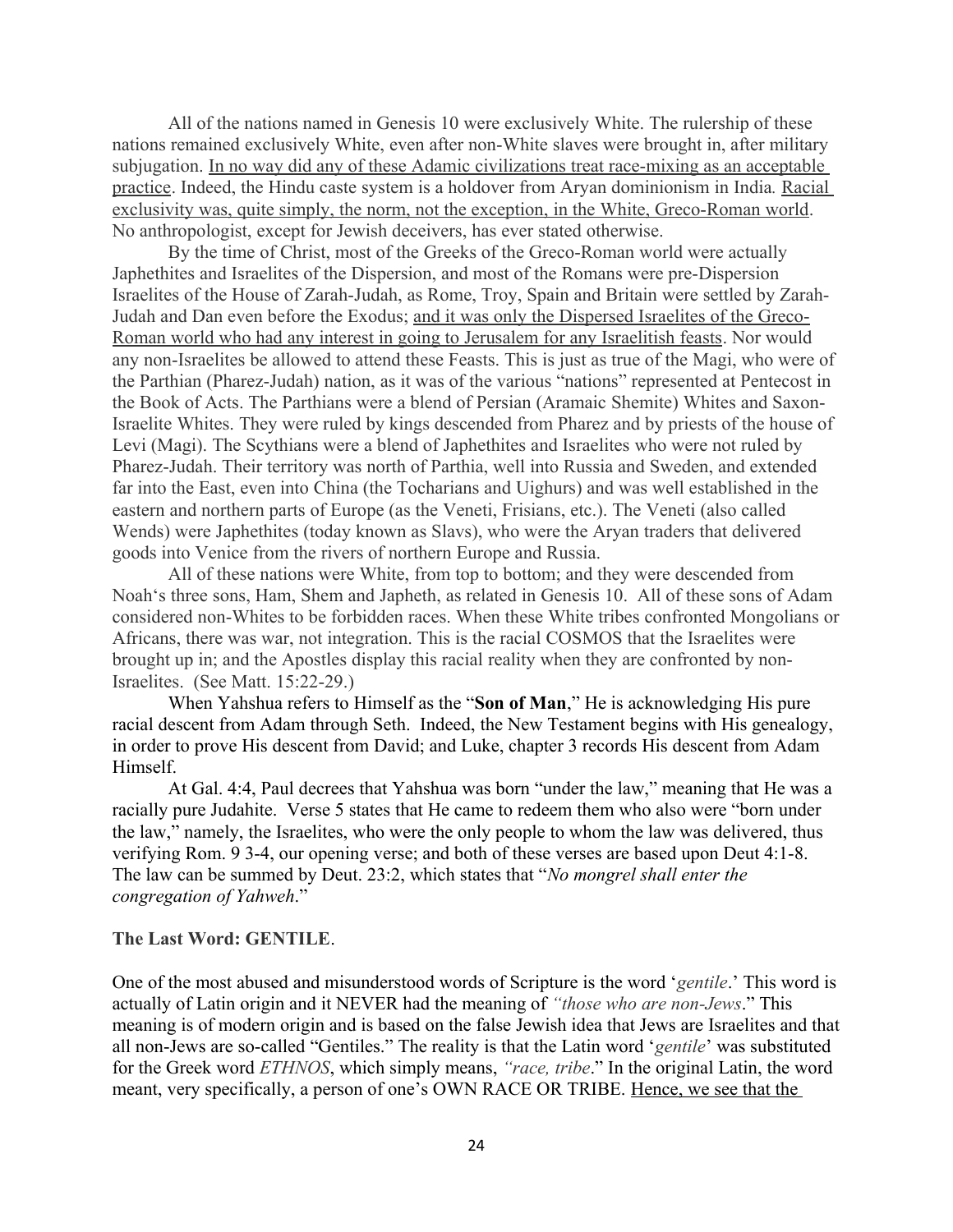All of the nations named in Genesis 10 were exclusively White. The rulership of these nations remained exclusively White, even after non-White slaves were brought in, after military subjugation. In no way did any of these Adamic civilizations treat race-mixing as an acceptable practice. Indeed, the Hindu caste system is a holdover from Aryan dominionism in India. Racial exclusivity was, quite simply, the norm, not the exception, in the White, Greco-Roman world. No anthropologist, except for Jewish deceivers, has ever stated otherwise.

By the time of Christ, most of the Greeks of the Greco-Roman world were actually Japhethites and Israelites of the Dispersion, and most of the Romans were pre-Dispersion Israelites of the House of Zarah-Judah, as Rome, Troy, Spain and Britain were settled by Zarah-Judah and Dan even before the Exodus; and it was only the Dispersed Israelites of the Greco-Roman world who had any interest in going to Jerusalem for any Israelitish feasts. Nor would any non-Israelites be allowed to attend these Feasts. This is just as true of the Magi, who were of the Parthian (Pharez-Judah) nation, as it was of the various "nations" represented at Pentecost in the Book of Acts. The Parthians were a blend of Persian (Aramaic Shemite) Whites and Saxon-Israelite Whites. They were ruled by kings descended from Pharez and by priests of the house of Levi (Magi). The Scythians were a blend of Japhethites and Israelites who were not ruled by Pharez-Judah. Their territory was north of Parthia, well into Russia and Sweden, and extended far into the East, even into China (the Tocharians and Uighurs) and was well established in the eastern and northern parts of Europe (as the Veneti, Frisians, etc.). The Veneti (also called Wends) were Japhethites (today known as Slavs), who were the Aryan traders that delivered goods into Venice from the rivers of northern Europe and Russia.

All of these nations were White, from top to bottom; and they were descended from Noah's three sons, Ham, Shem and Japheth, as related in Genesis 10. All of these sons of Adam considered non-Whites to be forbidden races. When these White tribes confronted Mongolians or Africans, there was war, not integration. This is the racial COSMOS that the Israelites were brought up in; and the Apostles display this racial reality when they are confronted by non-Israelites. (See Matt. 15:22-29.)

When Yahshua refers to Himself as the "**Son of Man**," He is acknowledging His pure racial descent from Adam through Seth. Indeed, the New Testament begins with His genealogy, in order to prove His descent from David; and Luke, chapter 3 records His descent from Adam Himself.

At Gal. 4:4, Paul decrees that Yahshua was born "under the law," meaning that He was a racially pure Judahite. Verse 5 states that He came to redeem them who also were "born under the law," namely, the Israelites, who were the only people to whom the law was delivered, thus verifying Rom. 9 3-4, our opening verse; and both of these verses are based upon Deut 4:1-8. The law can be summed by Deut. 23:2, which states that "*No mongrel shall enter the congregation of Yahweh*."

**The Last Word: GENTILE**.

One of the most abused and misunderstood words of Scripture is the word '*gentile*.' This word is actually of Latin origin and it NEVER had the meaning of *"those who are non-Jews*." This meaning is of modern origin and is based on the false Jewish idea that Jews are Israelites and that all non-Jews are so-called "Gentiles." The reality is that the Latin word '*gentile*' was substituted for the Greek word *ETHNOS*, which simply means, *"race, tribe*." In the original Latin, the word meant, very specifically, a person of one's OWN RACE OR TRIBE. Hence, we see that the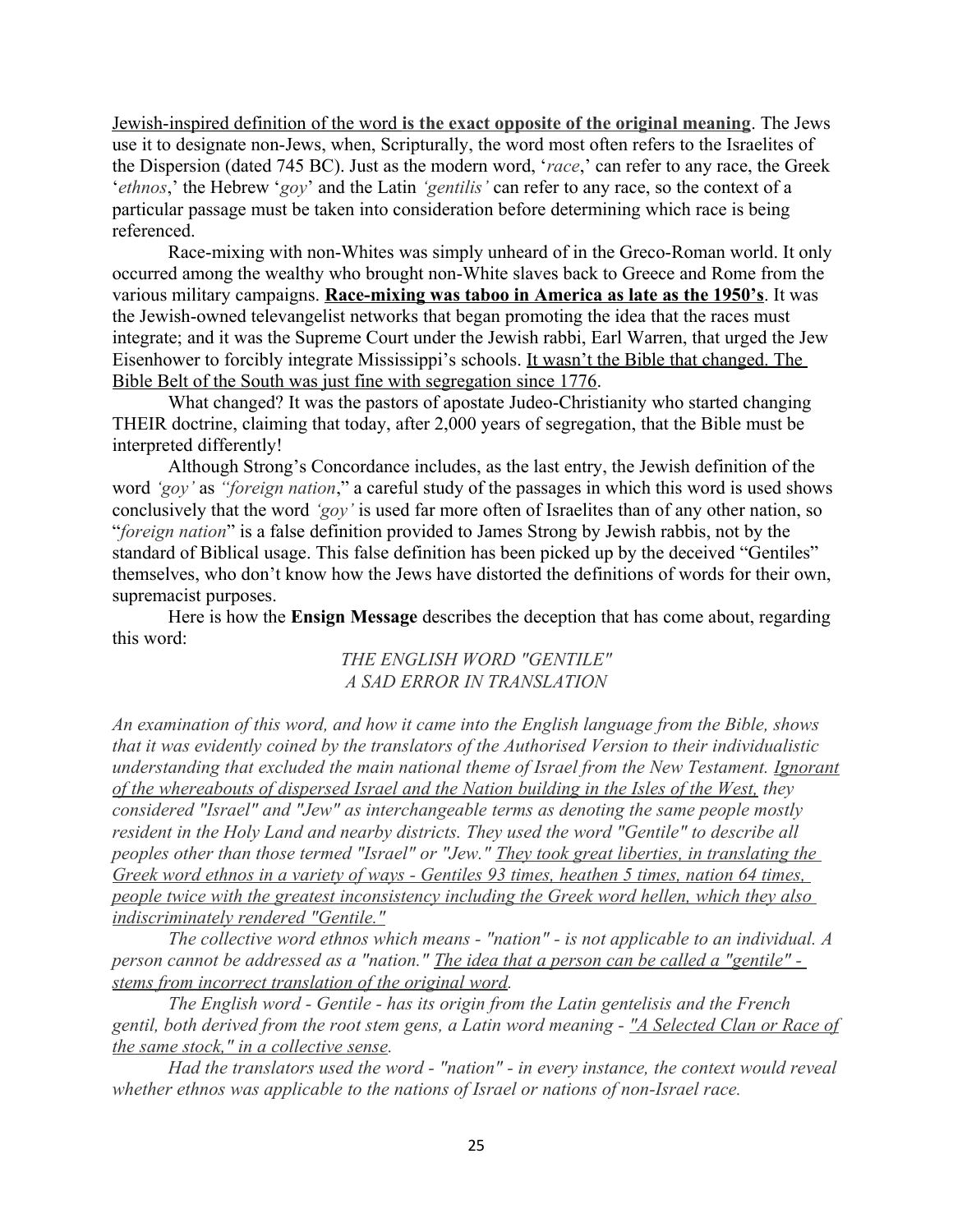Jewish-inspired definition of the word **is the exact opposite of the original meaning**. The Jews use it to designate non-Jews, when, Scripturally, the word most often refers to the Israelites of the Dispersion (dated 745 BC). Just as the modern word, '*race*,' can refer to any race, the Greek '*ethnos*,' the Hebrew '*goy*' and the Latin *'gentilis'* can refer to any race, so the context of a particular passage must be taken into consideration before determining which race is being referenced.

Race-mixing with non-Whites was simply unheard of in the Greco-Roman world. It only occurred among the wealthy who brought non-White slaves back to Greece and Rome from the various military campaigns. **Race-mixing was taboo in America as late as the 1950's**. It was the Jewish-owned televangelist networks that began promoting the idea that the races must integrate; and it was the Supreme Court under the Jewish rabbi, Earl Warren, that urged the Jew Eisenhower to forcibly integrate Mississippi's schools. It wasn't the Bible that changed. The Bible Belt of the South was just fine with segregation since 1776.

What changed? It was the pastors of apostate Judeo-Christianity who started changing THEIR doctrine, claiming that today, after 2,000 years of segregation, that the Bible must be interpreted differently!

Although Strong's Concordance includes, as the last entry, the Jewish definition of the word *'goy'* as *"foreign nation*," a careful study of the passages in which this word is used shows conclusively that the word *'goy'* is used far more often of Israelites than of any other nation, so "*foreign nation*" is a false definition provided to James Strong by Jewish rabbis, not by the standard of Biblical usage. This false definition has been picked up by the deceived "Gentiles" themselves, who don't know how the Jews have distorted the definitions of words for their own, supremacist purposes.

Here is how the **Ensign Message** describes the deception that has come about, regarding this word:

*THE ENGLISH WORD "GENTILE"*
*A SAD ERROR IN TRANSLATION*

*An examination of this word, and how it came into the English language from the Bible, shows that it was evidently coined by the translators of the Authorised Version to their individualistic understanding that excluded the main national theme of Israel from the New Testament. Ignorant of the whereabouts of dispersed Israel and the Nation building in the Isles of the West, they considered "Israel" and "Jew" as interchangeable terms as denoting the same people mostly resident in the Holy Land and nearby districts. They used the word "Gentile" to describe all peoples other than those termed "Israel" or "Jew." They took great liberties, in translating the Greek word ethnos in a variety of ways - Gentiles 93 times, heathen 5 times, nation 64 times, people twice with the greatest inconsistency including the Greek word hellen, which they also indiscriminately rendered "Gentile."*

*The collective word ethnos which means - "nation" - is not applicable to an individual. A person cannot be addressed as a "nation." The idea that a person can be called a "gentile" - stems from incorrect translation of the original word.*

*The English word - Gentile - has its origin from the Latin gentelisis and the French gentil, both derived from the root stem gens, a Latin word meaning - "A Selected Clan or Race of the same stock," in a collective sense.*

*Had the translators used the word - "nation" - in every instance, the context would reveal whether ethnos was applicable to the nations of Israel or nations of non-Israel race.*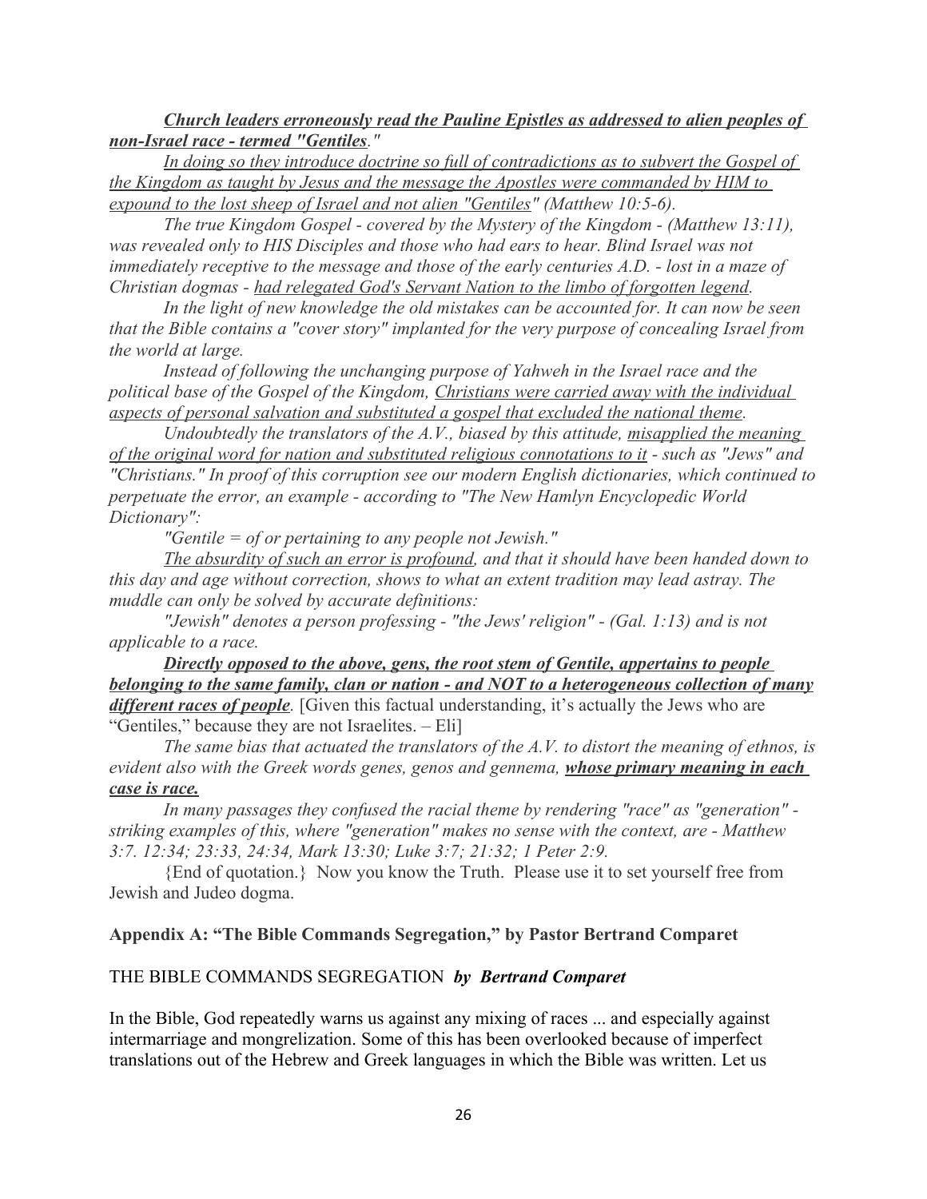***Church leaders erroneously read the Pauline Epistles as addressed to alien peoples of non-Israel race - termed "Gentiles*****."**

*In doing so they introduce doctrine so full of contradictions as to subvert the Gospel of the Kingdom as taught by Jesus and the message the Apostles were commanded by HIM to expound to the lost sheep of Israel and not alien "Gentiles" (Matthew 10:5-6).*

*The true Kingdom Gospel - covered by the Mystery of the Kingdom - (Matthew 13:11), was revealed only to HIS Disciples and those who had ears to hear. Blind Israel was not immediately receptive to the message and those of the early centuries A.D. - lost in a maze of Christian dogmas - had relegated God's Servant Nation to the limbo of forgotten legend.*

*In the light of new knowledge the old mistakes can be accounted for. It can now be seen that the Bible contains a "cover story" implanted for the very purpose of concealing Israel from the world at large.*

*Instead of following the unchanging purpose of Yahweh in the Israel race and the political base of the Gospel of the Kingdom, Christians were carried away with the individual aspects of personal salvation and substituted a gospel that excluded the national theme.*

*Undoubtedly the translators of the A.V., biased by this attitude, misapplied the meaning of the original word for nation and substituted religious connotations to it - such as "Jews" and "Christians." In proof of this corruption see our modern English dictionaries, which continued to perpetuate the error, an example - according to "The New Hamlyn Encyclopedic World Dictionary":*

*"Gentile = of or pertaining to any people not Jewish."*

*The absurdity of such an error is profound, and that it should have been handed down to this day and age without correction, shows to what an extent tradition may lead astray. The muddle can only be solved by accurate definitions:*

*"Jewish" denotes a person professing - "the Jews' religion" - (Gal. 1:13) and is not applicable to a race.*

***Directly opposed to the above, gens, the root stem of Gentile, appertains to people belonging to the same family, clan or nation - and NOT to a heterogeneous collection of many different races of people****.* [Given this factual understanding, it's actually the Jews who are "Gentiles," because they are not Israelites. – Eli]

*The same bias that actuated the translators of the A.V. to distort the meaning of ethnos, is evident also with the Greek words genes, genos and gennema,* ***whose primary meaning in each case is race.***

*In many passages they confused the racial theme by rendering "race" as "generation" - striking examples of this, where "generation" makes no sense with the context, are - Matthew 3:7. 12:34; 23:33, 24:34, Mark 13:30; Luke 3:7; 21:32; 1 Peter 2:9.*

{End of quotation.} Now you know the Truth. Please use it to set yourself free from Jewish and Judeo dogma.

## Appendix A: "The Bible Commands Segregation," by Pastor Bertrand Comparet

THE BIBLE COMMANDS SEGREGATION ***by Bertrand Comparet***

In the Bible, God repeatedly warns us against any mixing of races ... and especially against intermarriage and mongrelization. Some of this has been overlooked because of imperfect translations out of the Hebrew and Greek languages in which the Bible was written. Let us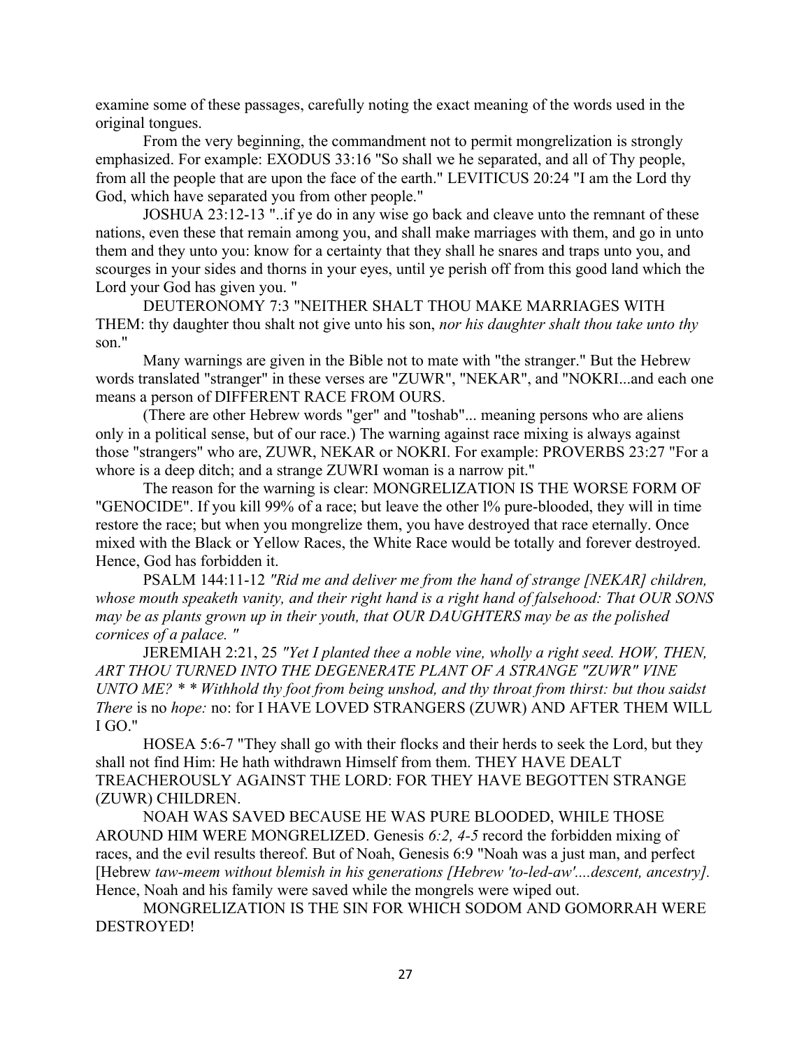examine some of these passages, carefully noting the exact meaning of the words used in the original tongues.

From the very beginning, the commandment not to permit mongrelization is strongly emphasized. For example: EXODUS 33:16 "So shall we he separated, and all of Thy people, from all the people that are upon the face of the earth." LEVITICUS 20:24 "I am the Lord thy God, which have separated you from other people."

JOSHUA 23:12-13 "..if ye do in any wise go back and cleave unto the remnant of these nations, even these that remain among you, and shall make marriages with them, and go in unto them and they unto you: know for a certainty that they shall he snares and traps unto you, and scourges in your sides and thorns in your eyes, until ye perish off from this good land which the Lord your God has given you. "

DEUTERONOMY 7:3 "NEITHER SHALT THOU MAKE MARRIAGES WITH THEM: thy daughter thou shalt not give unto his son, *nor his daughter shalt thou take unto thy* son."

Many warnings are given in the Bible not to mate with "the stranger." But the Hebrew words translated "stranger" in these verses are "ZUWR", "NEKAR", and "NOKRI...and each one means a person of DIFFERENT RACE FROM OURS.

(There are other Hebrew words "ger" and "toshab"... meaning persons who are aliens only in a political sense, but of our race.) The warning against race mixing is always against those "strangers" who are, ZUWR, NEKAR or NOKRI. For example: PROVERBS 23:27 "For a whore is a deep ditch; and a strange ZUWRI woman is a narrow pit."

The reason for the warning is clear: MONGRELIZATION IS THE WORSE FORM OF "GENOCIDE". If you kill 99% of a race; but leave the other l% pure-blooded, they will in time restore the race; but when you mongrelize them, you have destroyed that race eternally. Once mixed with the Black or Yellow Races, the White Race would be totally and forever destroyed. Hence, God has forbidden it.

PSALM 144:11-12 *"Rid me and deliver me from the hand of strange [NEKAR] children, whose mouth speaketh vanity, and their right hand is a right hand of falsehood: That OUR SONS may be as plants grown up in their youth, that OUR DAUGHTERS may be as the polished cornices of a palace. "*

JEREMIAH 2:21, 25 *"Yet I planted thee a noble vine, wholly a right seed. HOW, THEN, ART THOU TURNED INTO THE DEGENERATE PLANT OF A STRANGE "ZUWR" VINE UNTO ME? * * Withhold thy foot from being unshod, and thy throat from thirst: but thou saidst There* is no *hope:* no: for I HAVE LOVED STRANGERS (ZUWR) AND AFTER THEM WILL I GO."

HOSEA 5:6-7 "They shall go with their flocks and their herds to seek the Lord, but they shall not find Him: He hath withdrawn Himself from them. THEY HAVE DEALT TREACHEROUSLY AGAINST THE LORD: FOR THEY HAVE BEGOTTEN STRANGE (ZUWR) CHILDREN.

NOAH WAS SAVED BECAUSE HE WAS PURE BLOODED, WHILE THOSE AROUND HIM WERE MONGRELIZED. Genesis *6:2, 4-5* record the forbidden mixing of races, and the evil results thereof. But of Noah, Genesis 6:9 "Noah was a just man, and perfect [Hebrew *taw-meem without blemish in his generations [Hebrew 'to-led-aw'....descent, ancestry].* Hence, Noah and his family were saved while the mongrels were wiped out.

MONGRELIZATION IS THE SIN FOR WHICH SODOM AND GOMORRAH WERE DESTROYED!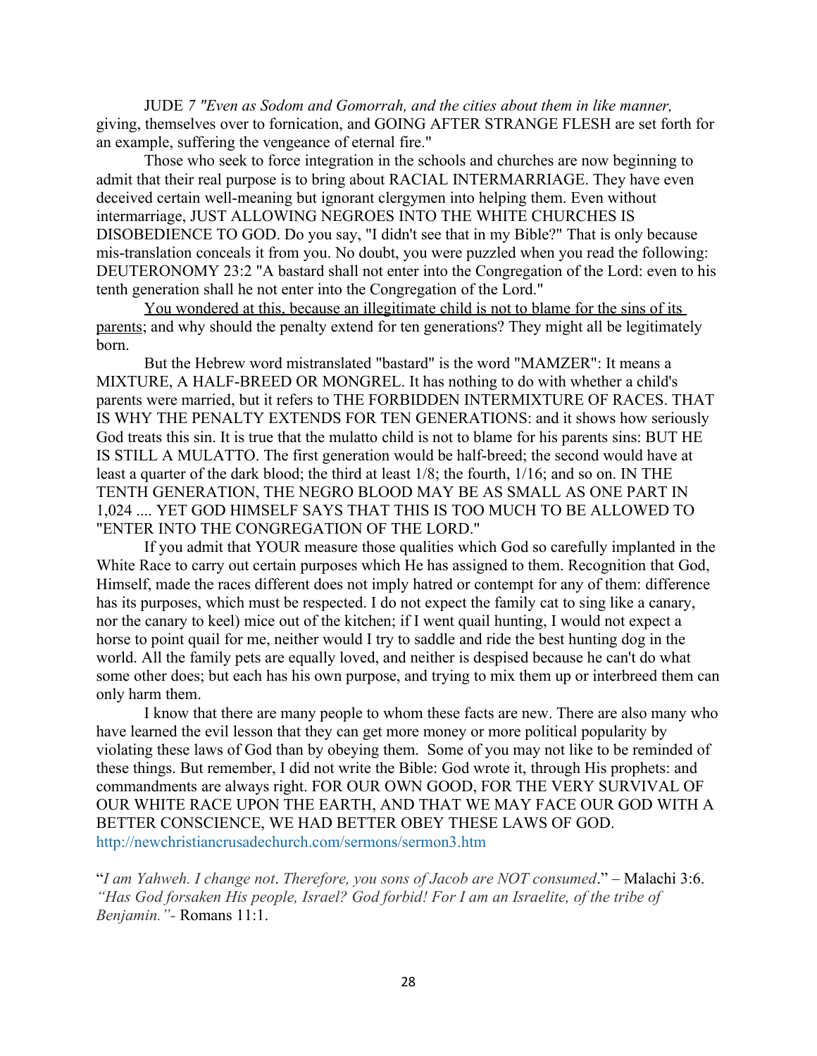JUDE *7 "Even as Sodom and Gomorrah, and the cities about them in like manner,* giving, themselves over to fornication, and GOING AFTER STRANGE FLESH are set forth for an example, suffering the vengeance of eternal fire."

Those who seek to force integration in the schools and churches are now beginning to admit that their real purpose is to bring about RACIAL INTERMARRIAGE. They have even deceived certain well-meaning but ignorant clergymen into helping them. Even without intermarriage, JUST ALLOWING NEGROES INTO THE WHITE CHURCHES IS DISOBEDIENCE TO GOD. Do you say, "I didn't see that in my Bible?" That is only because mis-translation conceals it from you. No doubt, you were puzzled when you read the following: DEUTERONOMY 23:2 "A bastard shall not enter into the Congregation of the Lord: even to his tenth generation shall he not enter into the Congregation of the Lord."

You wondered at this, because an illegitimate child is not to blame for the sins of its parents; and why should the penalty extend for ten generations? They might all be legitimately born.

But the Hebrew word mistranslated "bastard" is the word "MAMZER": It means a MIXTURE, A HALF-BREED OR MONGREL. It has nothing to do with whether a child's parents were married, but it refers to THE FORBIDDEN INTERMIXTURE OF RACES. THAT IS WHY THE PENALTY EXTENDS FOR TEN GENERATIONS: and it shows how seriously God treats this sin. It is true that the mulatto child is not to blame for his parents sins: BUT HE IS STILL A MULATTO. The first generation would be half-breed; the second would have at least a quarter of the dark blood; the third at least 1/8; the fourth, 1/16; and so on. IN THE TENTH GENERATION, THE NEGRO BLOOD MAY BE AS SMALL AS ONE PART IN 1,024 .... YET GOD HIMSELF SAYS THAT THIS IS TOO MUCH TO BE ALLOWED TO "ENTER INTO THE CONGREGATION OF THE LORD."

If you admit that YOUR measure those qualities which God so carefully implanted in the White Race to carry out certain purposes which He has assigned to them. Recognition that God, Himself, made the races different does not imply hatred or contempt for any of them: difference has its purposes, which must be respected. I do not expect the family cat to sing like a canary, nor the canary to keel) mice out of the kitchen; if I went quail hunting, I would not expect a horse to point quail for me, neither would I try to saddle and ride the best hunting dog in the world. All the family pets are equally loved, and neither is despised because he can't do what some other does; but each has his own purpose, and trying to mix them up or interbreed them can only harm them.

I know that there are many people to whom these facts are new. There are also many who have learned the evil lesson that they can get more money or more political popularity by violating these laws of God than by obeying them. Some of you may not like to be reminded of these things. But remember, I did not write the Bible: God wrote it, through His prophets: and commandments are always right. FOR OUR OWN GOOD, FOR THE VERY SURVIVAL OF OUR WHITE RACE UPON THE EARTH, AND THAT WE MAY FACE OUR GOD WITH A BETTER CONSCIENCE, WE HAD BETTER OBEY THESE LAWS OF GOD.
http://newchristiancrusadechurch.com/sermons/sermon3.htm

"*I am Yahweh. I change not*. *Therefore, you sons of Jacob are NOT consumed*." – Malachi 3:6. *"Has God forsaken His people, Israel? God forbid! For I am an Israelite, of the tribe of Benjamin."*- Romans 11:1.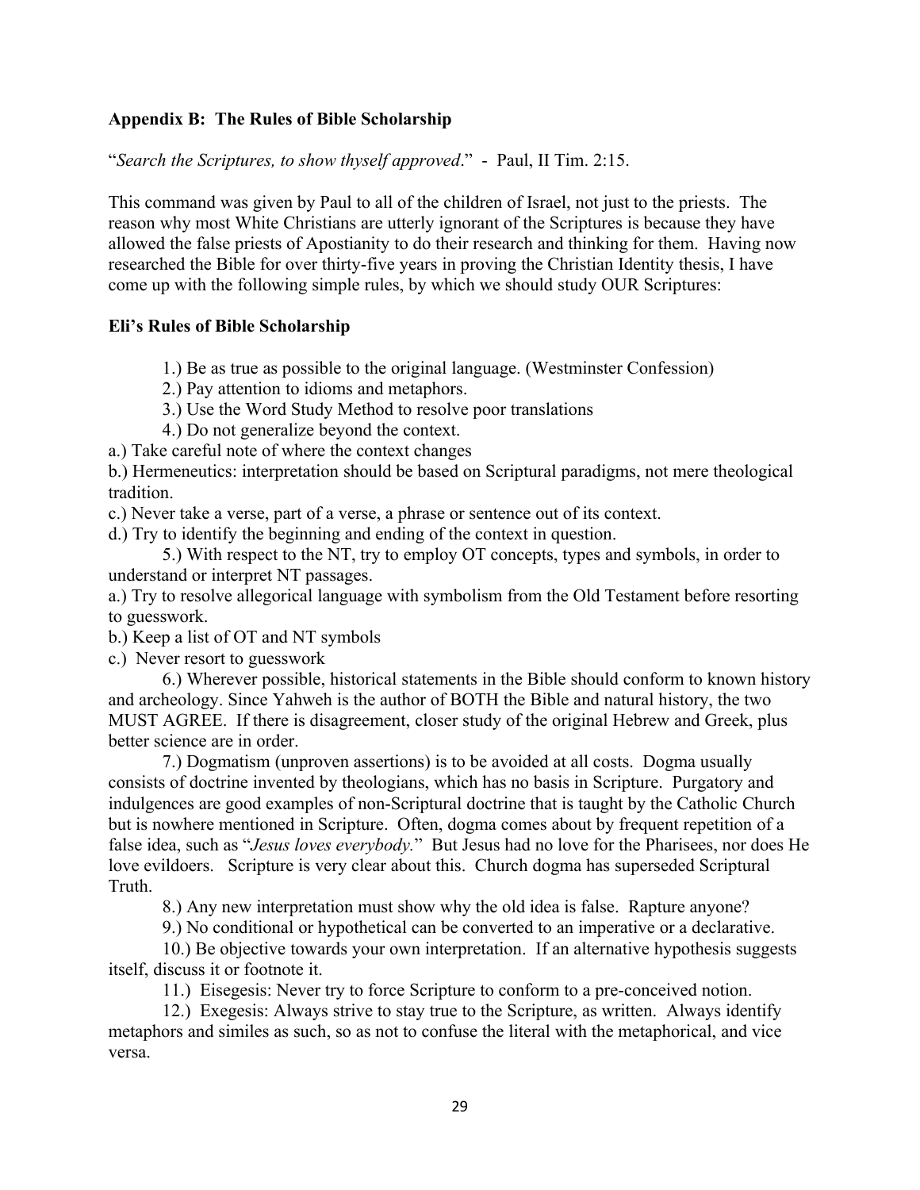**Appendix B: The Rules of Bible Scholarship**

"*Search the Scriptures, to show thyself approved*." - Paul, II Tim. 2:15.

This command was given by Paul to all of the children of Israel, not just to the priests. The reason why most White Christians are utterly ignorant of the Scriptures is because they have allowed the false priests of Apostianity to do their research and thinking for them. Having now researched the Bible for over thirty-five years in proving the Christian Identity thesis, I have come up with the following simple rules, by which we should study OUR Scriptures:

**Eli's Rules of Bible Scholarship**

1.) Be as true as possible to the original language. (Westminster Confession)

2.) Pay attention to idioms and metaphors.

3.) Use the Word Study Method to resolve poor translations

4.) Do not generalize beyond the context.

a.) Take careful note of where the context changes

b.) Hermeneutics: interpretation should be based on Scriptural paradigms, not mere theological tradition.

c.) Never take a verse, part of a verse, a phrase or sentence out of its context.

d.) Try to identify the beginning and ending of the context in question.

5.) With respect to the NT, try to employ OT concepts, types and symbols, in order to understand or interpret NT passages.

a.) Try to resolve allegorical language with symbolism from the Old Testament before resorting to guesswork.

b.) Keep a list of OT and NT symbols

c.) Never resort to guesswork

6.) Wherever possible, historical statements in the Bible should conform to known history and archeology. Since Yahweh is the author of BOTH the Bible and natural history, the two MUST AGREE. If there is disagreement, closer study of the original Hebrew and Greek, plus better science are in order.

7.) Dogmatism (unproven assertions) is to be avoided at all costs. Dogma usually consists of doctrine invented by theologians, which has no basis in Scripture. Purgatory and indulgences are good examples of non-Scriptural doctrine that is taught by the Catholic Church but is nowhere mentioned in Scripture. Often, dogma comes about by frequent repetition of a false idea, such as "*Jesus loves everybody.*" But Jesus had no love for the Pharisees, nor does He love evildoers. Scripture is very clear about this. Church dogma has superseded Scriptural Truth.

8.) Any new interpretation must show why the old idea is false. Rapture anyone?

9.) No conditional or hypothetical can be converted to an imperative or a declarative.

10.) Be objective towards your own interpretation. If an alternative hypothesis suggests itself, discuss it or footnote it.

11.) Eisegesis: Never try to force Scripture to conform to a pre-conceived notion.

12.) Exegesis: Always strive to stay true to the Scripture, as written. Always identify metaphors and similes as such, so as not to confuse the literal with the metaphorical, and vice versa.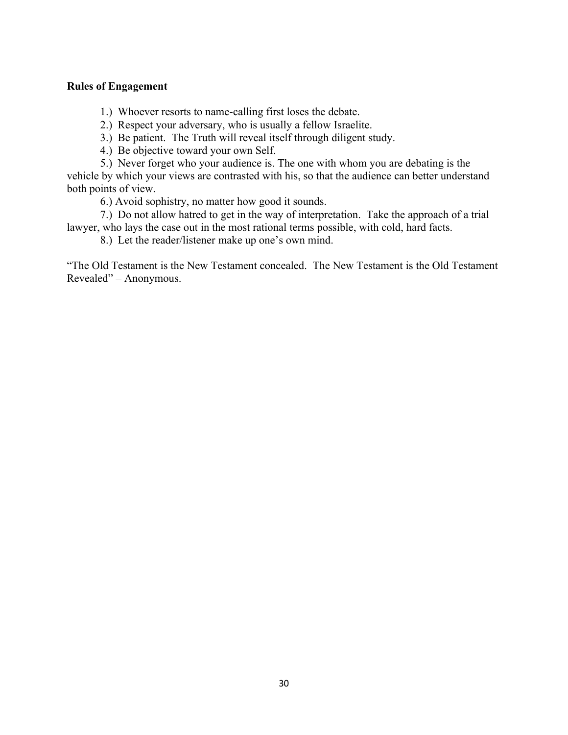**Rules of Engagement**

1.) Whoever resorts to name-calling first loses the debate.
2.) Respect your adversary, who is usually a fellow Israelite.
3.) Be patient. The Truth will reveal itself through diligent study.
4.) Be objective toward your own Self.
5.) Never forget who your audience is. The one with whom you are debating is the vehicle by which your views are contrasted with his, so that the audience can better understand both points of view.
6.) Avoid sophistry, no matter how good it sounds.
7.) Do not allow hatred to get in the way of interpretation. Take the approach of a trial lawyer, who lays the case out in the most rational terms possible, with cold, hard facts.
8.) Let the reader/listener make up one's own mind.

"The Old Testament is the New Testament concealed. The New Testament is the Old Testament Revealed" – Anonymous.